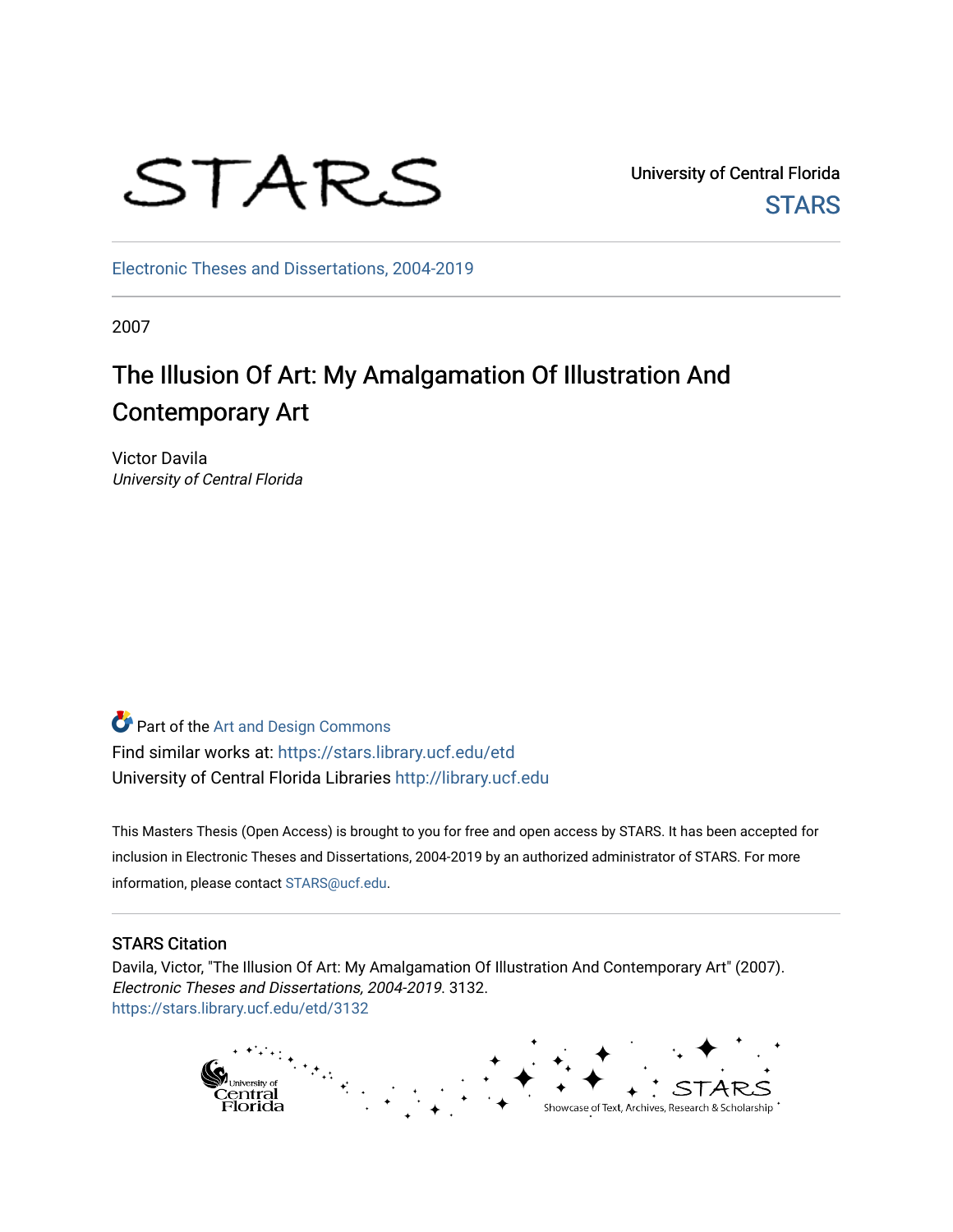STARS

University of Central Florida

STARS

Electronic Theses and Dissertations, 2004-2019

2007

# The Illusion Of Art: My Amalgamation Of Illustration And Contemporary Art

Victor Davila
*University of Central Florida*

Part of the Art and Design Commons
Find similar works at: https://stars.library.ucf.edu/etd
University of Central Florida Libraries http://library.ucf.edu

This Masters Thesis (Open Access) is brought to you for free and open access by STARS. It has been accepted for inclusion in Electronic Theses and Dissertations, 2004-2019 by an authorized administrator of STARS. For more information, please contact STARS@ucf.edu.

## STARS Citation

Davila, Victor, "The Illusion Of Art: My Amalgamation Of Illustration And Contemporary Art" (2007). *Electronic Theses and Dissertations, 2004-2019*. 3132.
https://stars.library.ucf.edu/etd/3132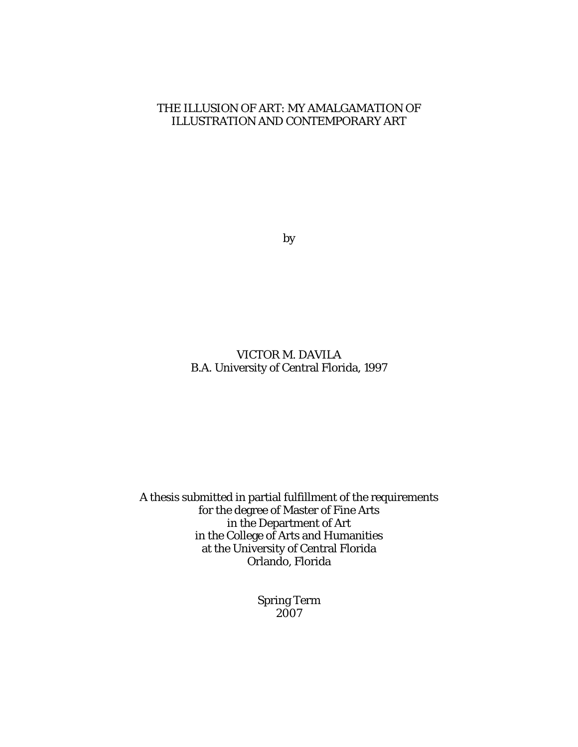# THE ILLUSION OF ART: MY AMALGAMATION OF ILLUSTRATION AND CONTEMPORARY ART

by

VICTOR M. DAVILA
B.A. University of Central Florida, 1997

A thesis submitted in partial fulfillment of the requirements
for the degree of Master of Fine Arts
in the Department of Art
in the College of Arts and Humanities
at the University of Central Florida
Orlando, Florida

Spring Term
2007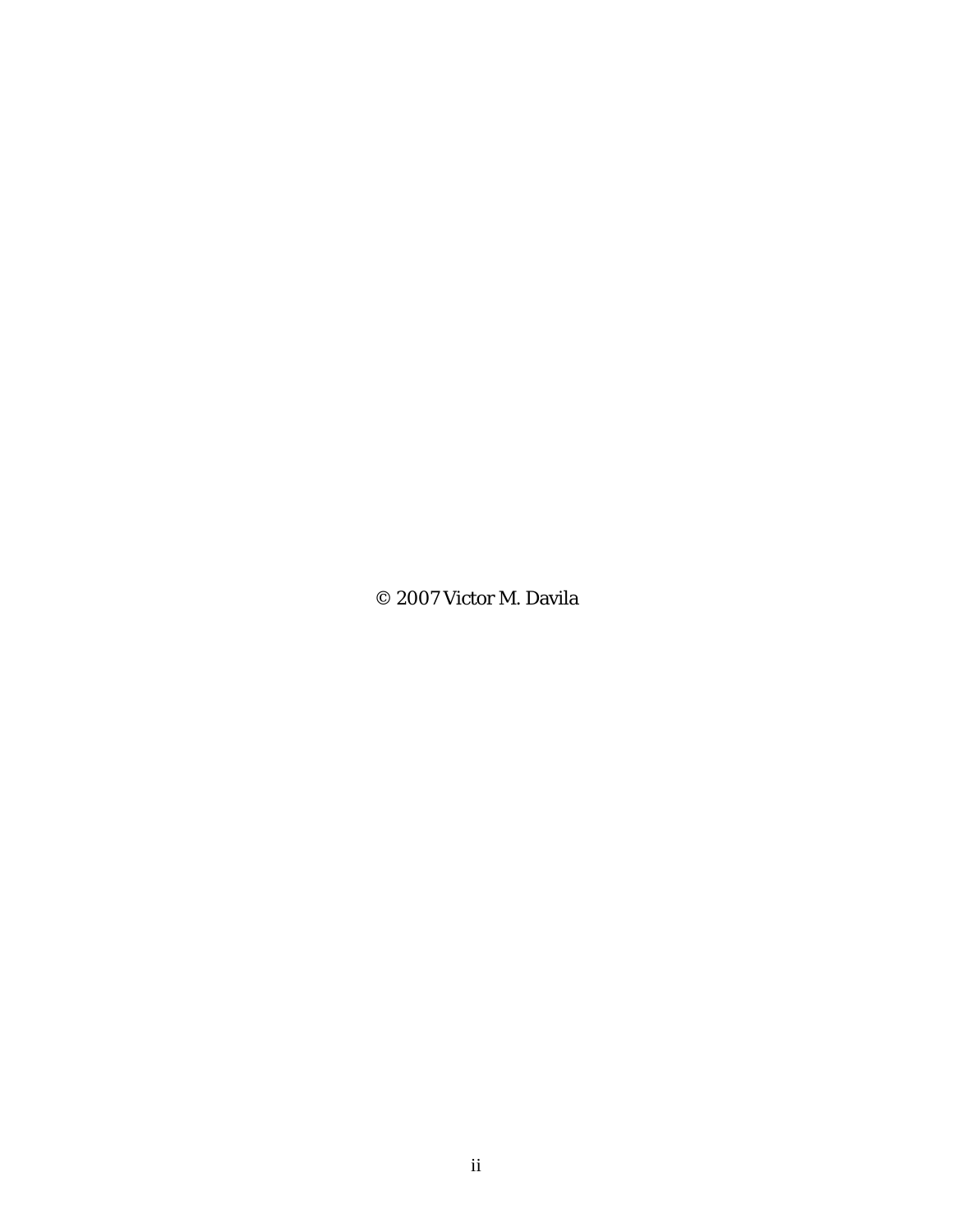© 2007 Victor M. Davila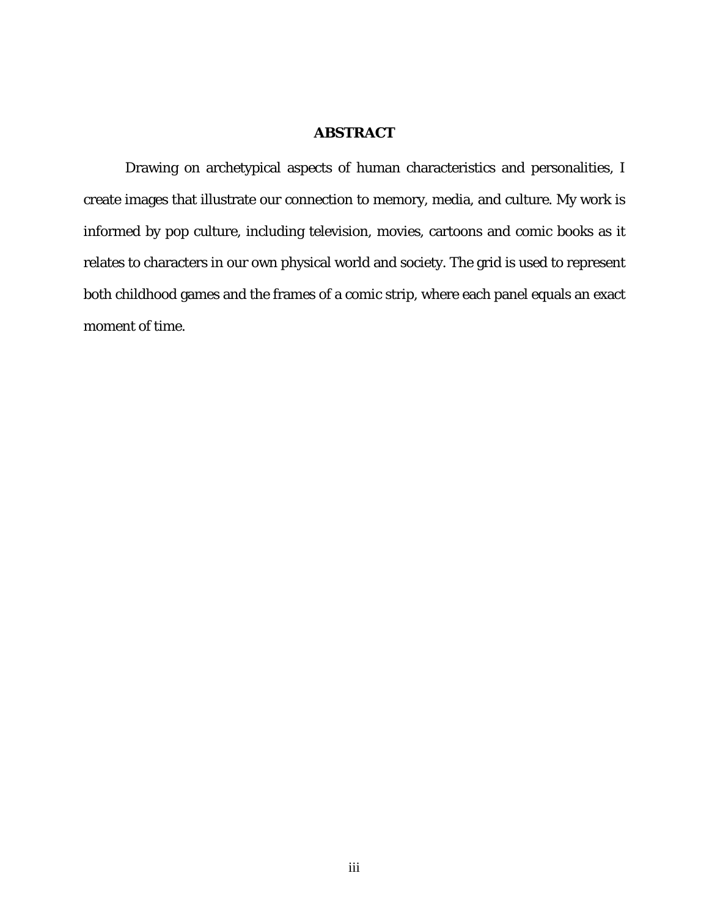# ABSTRACT

Drawing on archetypical aspects of human characteristics and personalities, I create images that illustrate our connection to memory, media, and culture. My work is informed by pop culture, including television, movies, cartoons and comic books as it relates to characters in our own physical world and society. The grid is used to represent both childhood games and the frames of a comic strip, where each panel equals an exact moment of time.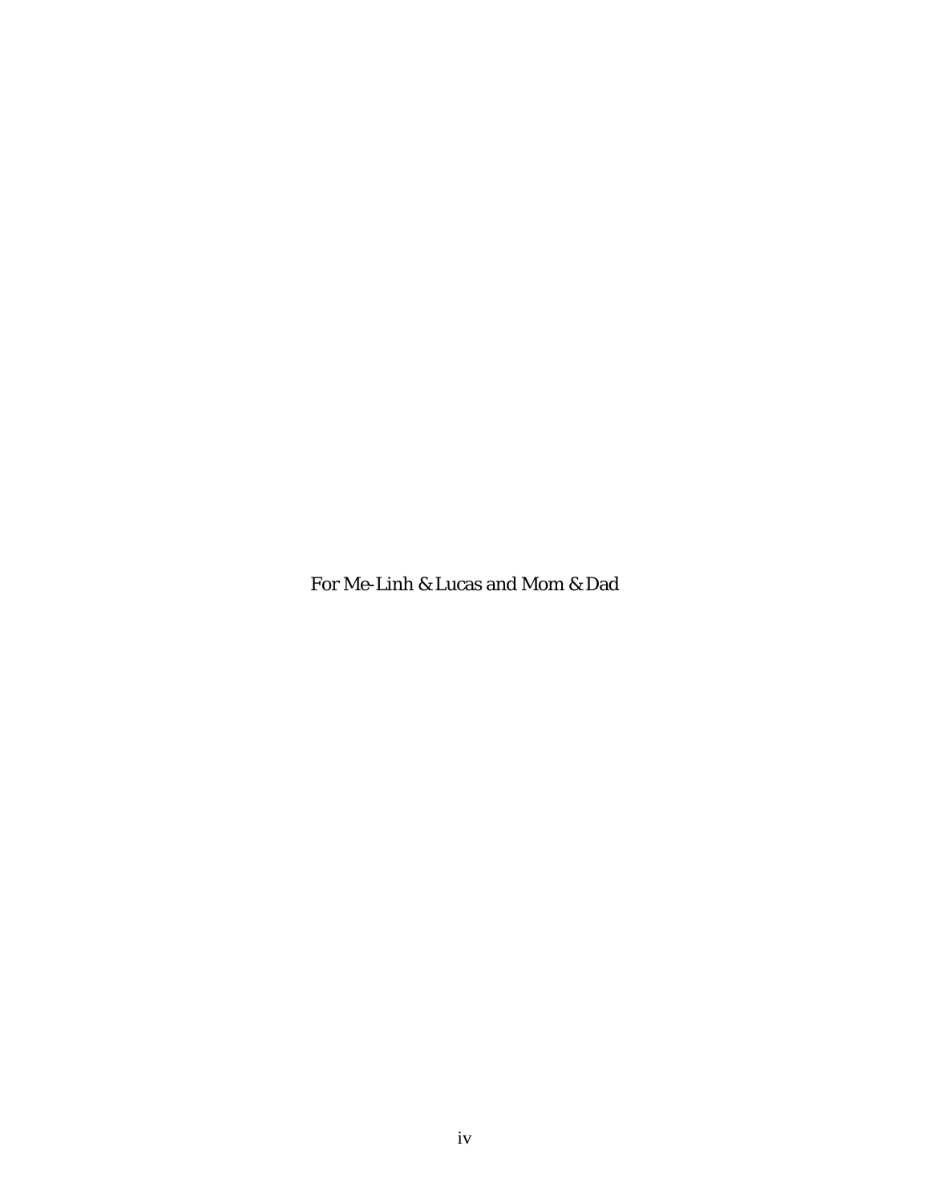For Me-Linh & Lucas and Mom & Dad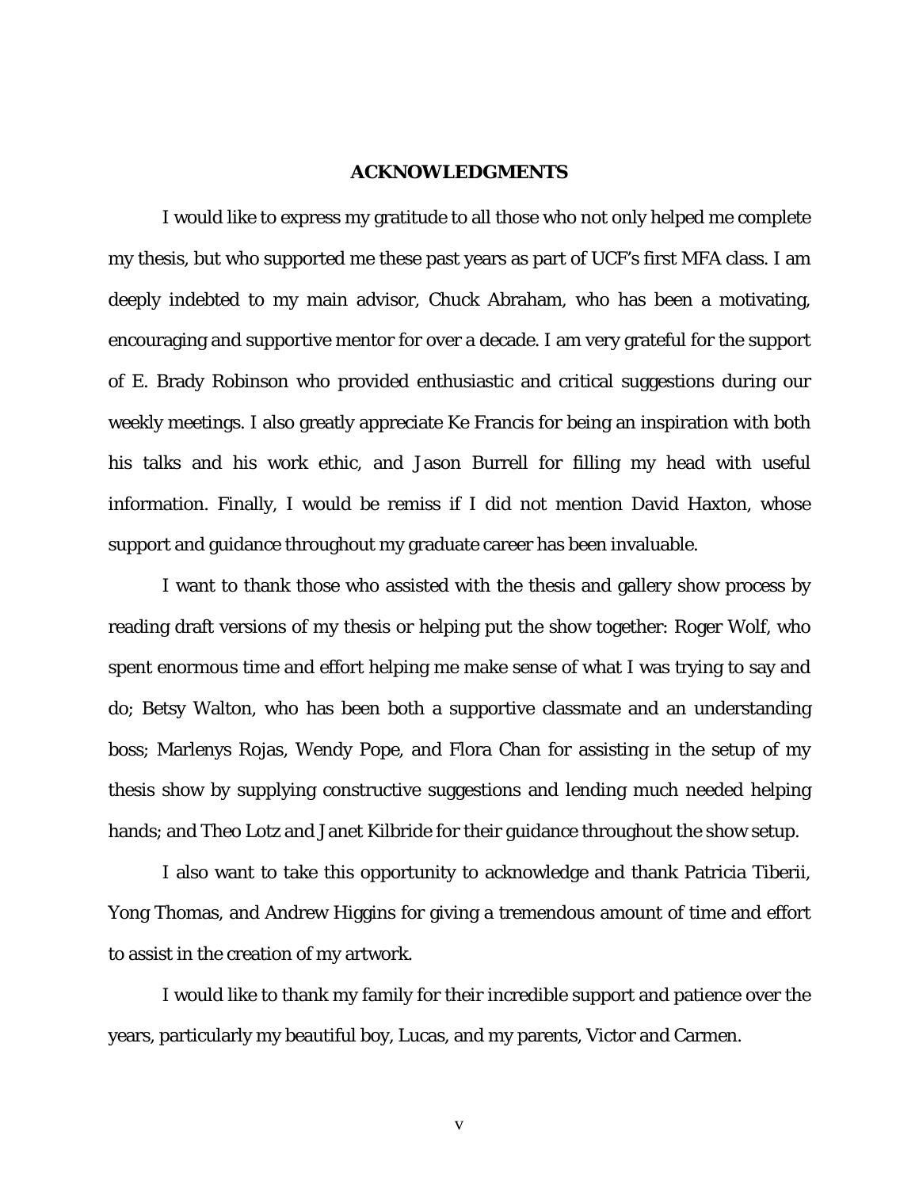# ACKNOWLEDGMENTS

I would like to express my gratitude to all those who not only helped me complete my thesis, but who supported me these past years as part of UCF's first MFA class. I am deeply indebted to my main advisor, Chuck Abraham, who has been a motivating, encouraging and supportive mentor for over a decade. I am very grateful for the support of E. Brady Robinson who provided enthusiastic and critical suggestions during our weekly meetings. I also greatly appreciate Ke Francis for being an inspiration with both his talks and his work ethic, and Jason Burrell for filling my head with useful information. Finally, I would be remiss if I did not mention David Haxton, whose support and guidance throughout my graduate career has been invaluable.

I want to thank those who assisted with the thesis and gallery show process by reading draft versions of my thesis or helping put the show together: Roger Wolf, who spent enormous time and effort helping me make sense of what I was trying to say and do; Betsy Walton, who has been both a supportive classmate and an understanding boss; Marlenys Rojas, Wendy Pope, and Flora Chan for assisting in the setup of my thesis show by supplying constructive suggestions and lending much needed helping hands; and Theo Lotz and Janet Kilbride for their guidance throughout the show setup.

I also want to take this opportunity to acknowledge and thank Patricia Tiberii, Yong Thomas, and Andrew Higgins for giving a tremendous amount of time and effort to assist in the creation of my artwork.

I would like to thank my family for their incredible support and patience over the years, particularly my beautiful boy, Lucas, and my parents, Victor and Carmen.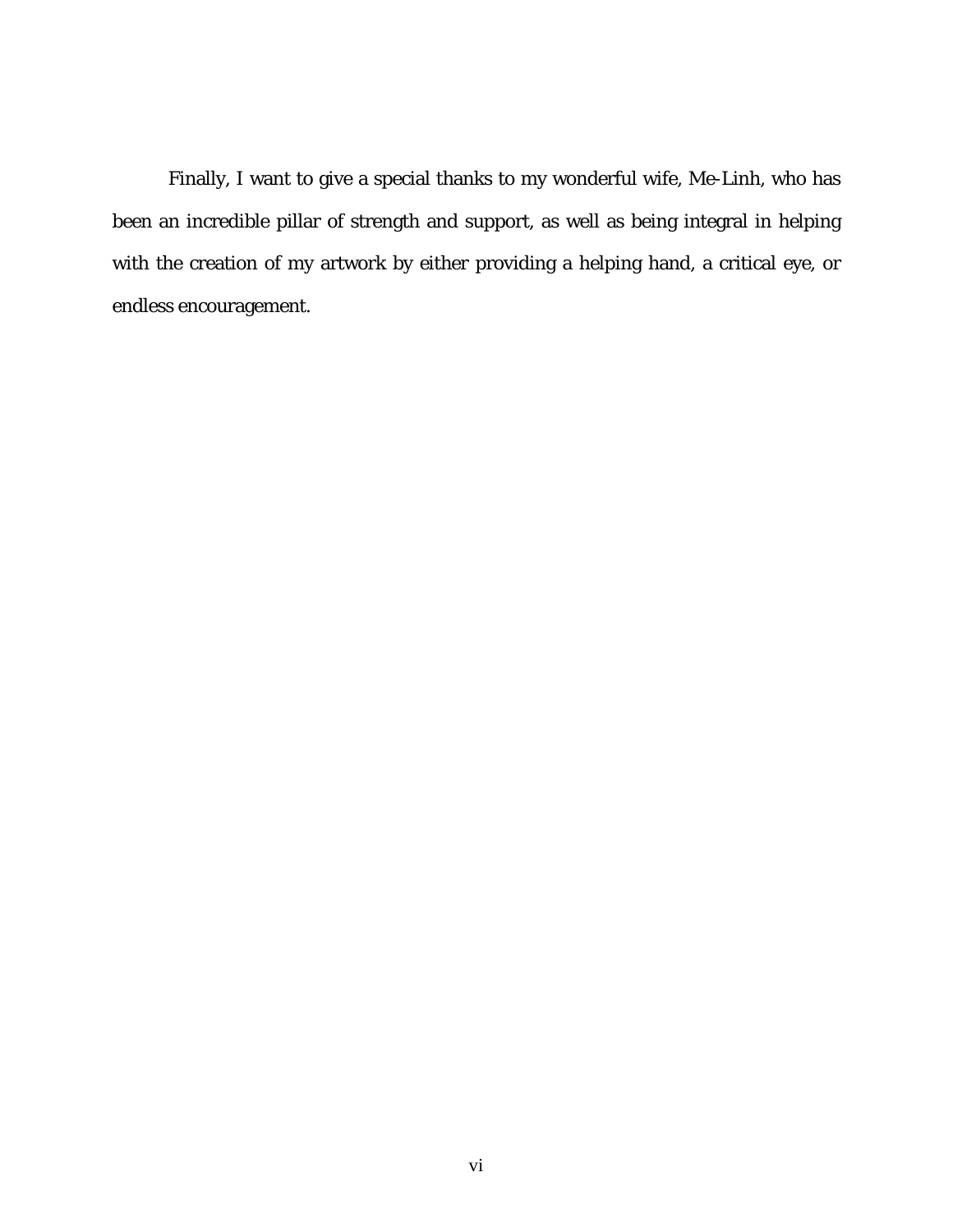Finally, I want to give a special thanks to my wonderful wife, Me-Linh, who has been an incredible pillar of strength and support, as well as being integral in helping with the creation of my artwork by either providing a helping hand, a critical eye, or endless encouragement.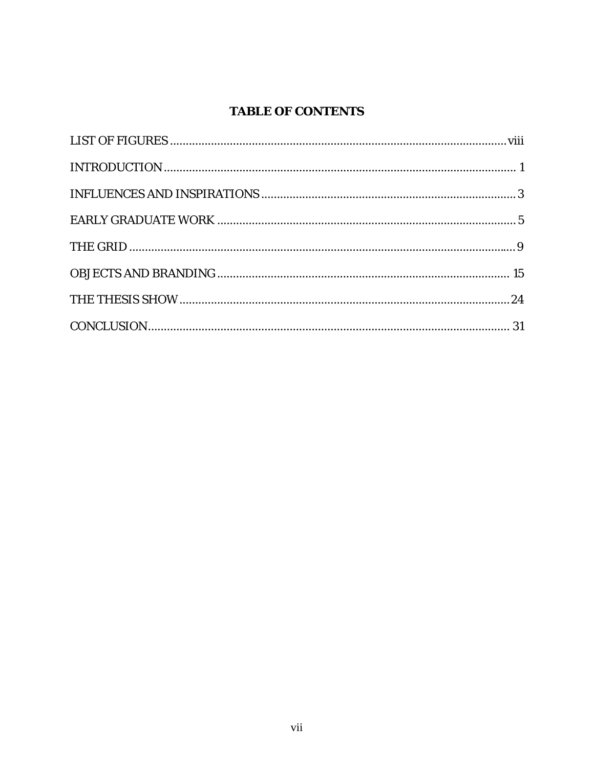# TABLE OF CONTENTS

LIST OF FIGURES .......... viii

INTRODUCTION .......... 1

INFLUENCES AND INSPIRATIONS .......... 3

EARLY GRADUATE WORK .......... 5

THE GRID .......... 9

OBJECTS AND BRANDING .......... 15

THE THESIS SHOW .......... 24

CONCLUSION .......... 31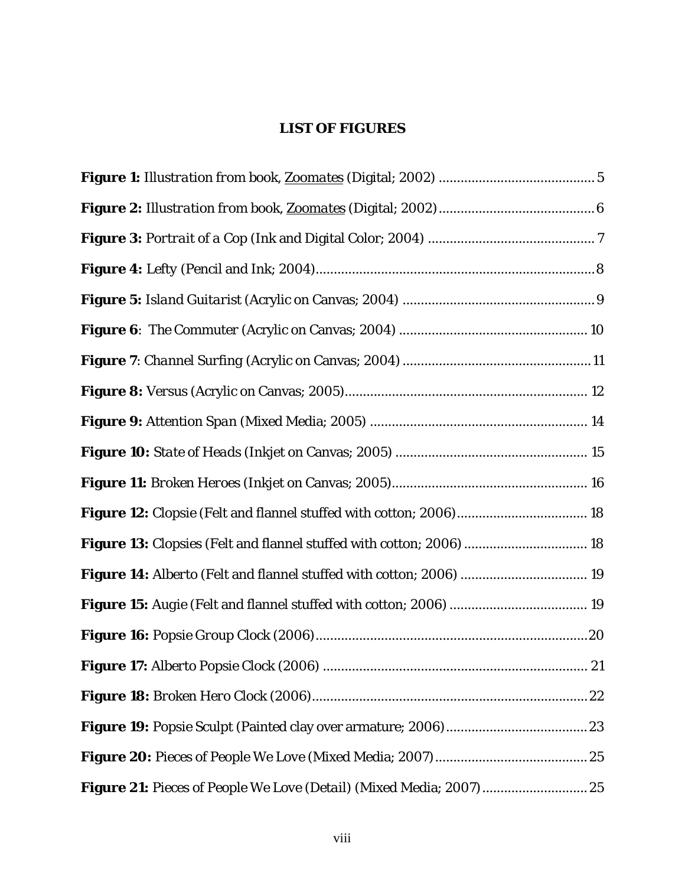# LIST OF FIGURES

**Figure 1:** *Illustration from book, Zoomates* (Digital; 2002) ........................................... 5

**Figure 2:** *Illustration from book, Zoomates* (Digital; 2002) ........................................... 6

**Figure 3:** *Portrait of a Cop* (Ink and Digital Color; 2004) ............................................. 7

**Figure 4:** *Lefty* (Pencil and Ink; 2004) ........................................................................... 8

**Figure 5:** *Island Guitarist* (Acrylic on Canvas; 2004) ..................................................... 9

**Figure 6**: *The Commuter* (Acrylic on Canvas; 2004) .................................................... 10

**Figure 7**: *Channel Surfing* (Acrylic on Canvas; 2004) .................................................... 11

**Figure 8:** *Versus* (Acrylic on Canvas; 2005) ................................................................... 12

**Figure 9:** *Attention Span* (Mixed Media; 2005) ............................................................ 14

**Figure 10:** *State of Heads* (Inkjet on Canvas; 2005) ..................................................... 15

**Figure 11:** *Broken Heroes* (Inkjet on Canvas; 2005) ...................................................... 16

**Figure 12:** *Clopsie* (Felt and flannel stuffed with cotton; 2006) .................................... 18

**Figure 13:** *Clopsies* (Felt and flannel stuffed with cotton; 2006) .................................. 18

**Figure 14:** *Alberto* (Felt and flannel stuffed with cotton; 2006) ................................... 19

**Figure 15:** *Augie* (Felt and flannel stuffed with cotton; 2006) ...................................... 19

**Figure 16:** *Popsie Group Clock* (2006) ........................................................................... 20

**Figure 17:** *Alberto Popsie Clock* (2006) ......................................................................... 21

**Figure 18:** *Broken Hero Clock* (2006) ............................................................................. 22

**Figure 19:** *Popsie Sculpt* (Painted clay over armature; 2006) ....................................... 23

**Figure 20:** *Pieces of People We Love* (Mixed Media; 2007) ........................................... 25

**Figure 21:** *Pieces of People We Love (Detail)* (Mixed Media; 2007) ............................. 25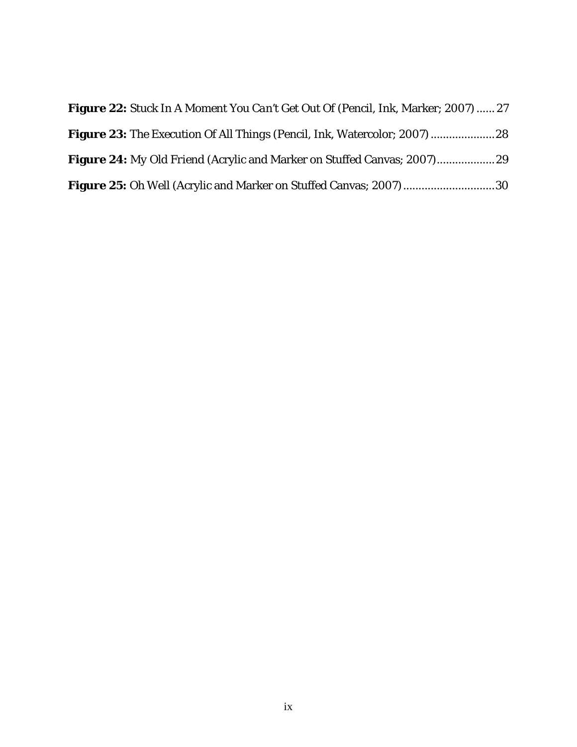**Figure 22:** Stuck In A Moment You Can't Get Out Of (Pencil, Ink, Marker; 2007) ...... 27

**Figure 23:** The Execution Of All Things (Pencil, Ink, Watercolor; 2007) .....................28

**Figure 24:** My Old Friend (Acrylic and Marker on Stuffed Canvas; 2007)...................29

**Figure 25:** Oh Well (Acrylic and Marker on Stuffed Canvas; 2007) ..............................30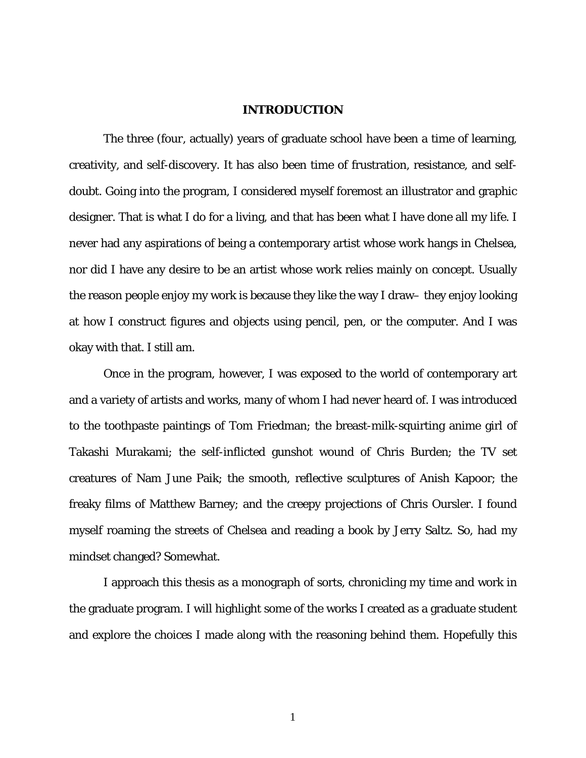# INTRODUCTION

The three (four, actually) years of graduate school have been a time of learning, creativity, and self-discovery. It has also been time of frustration, resistance, and self-doubt. Going into the program, I considered myself foremost an illustrator and graphic designer. That is what I do for a living, and that has been what I have done all my life. I never had any aspirations of being a contemporary artist whose work hangs in Chelsea, nor did I have any desire to be an artist whose work relies mainly on concept. Usually the reason people enjoy my work is because they like the way I draw– they enjoy looking at how I construct figures and objects using pencil, pen, or the computer. And I was okay with that. I still am.

Once in the program, however, I was exposed to the world of contemporary art and a variety of artists and works, many of whom I had never heard of. I was introduced to the toothpaste paintings of Tom Friedman; the breast-milk-squirting anime girl of Takashi Murakami; the self-inflicted gunshot wound of Chris Burden; the TV set creatures of Nam June Paik; the smooth, reflective sculptures of Anish Kapoor; the freaky films of Matthew Barney; and the creepy projections of Chris Oursler. I found myself roaming the streets of Chelsea and reading a book by Jerry Saltz. So, had my mindset changed? Somewhat.

I approach this thesis as a monograph of sorts, chronicling my time and work in the graduate program. I will highlight some of the works I created as a graduate student and explore the choices I made along with the reasoning behind them. Hopefully this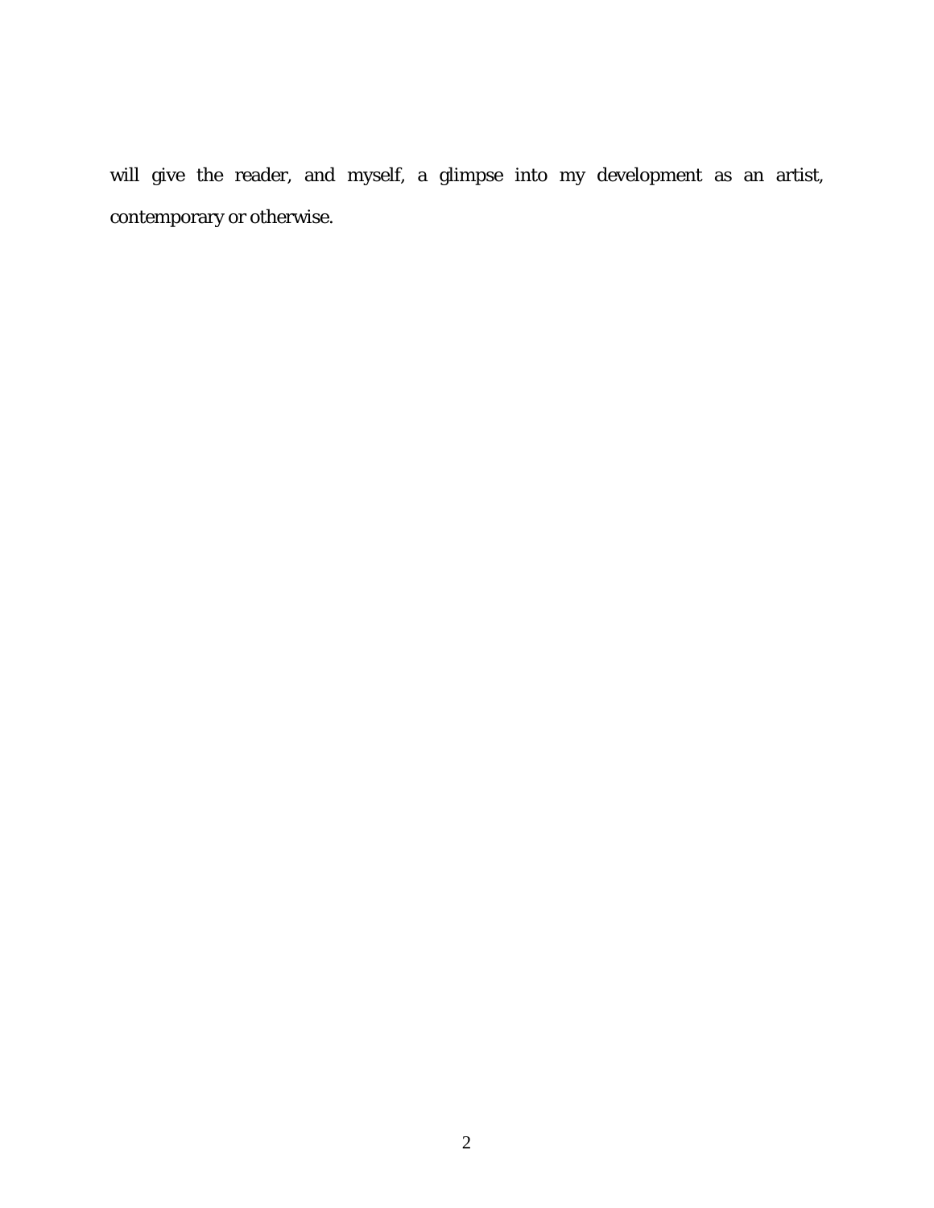will give the reader, and myself, a glimpse into my development as an artist, contemporary or otherwise.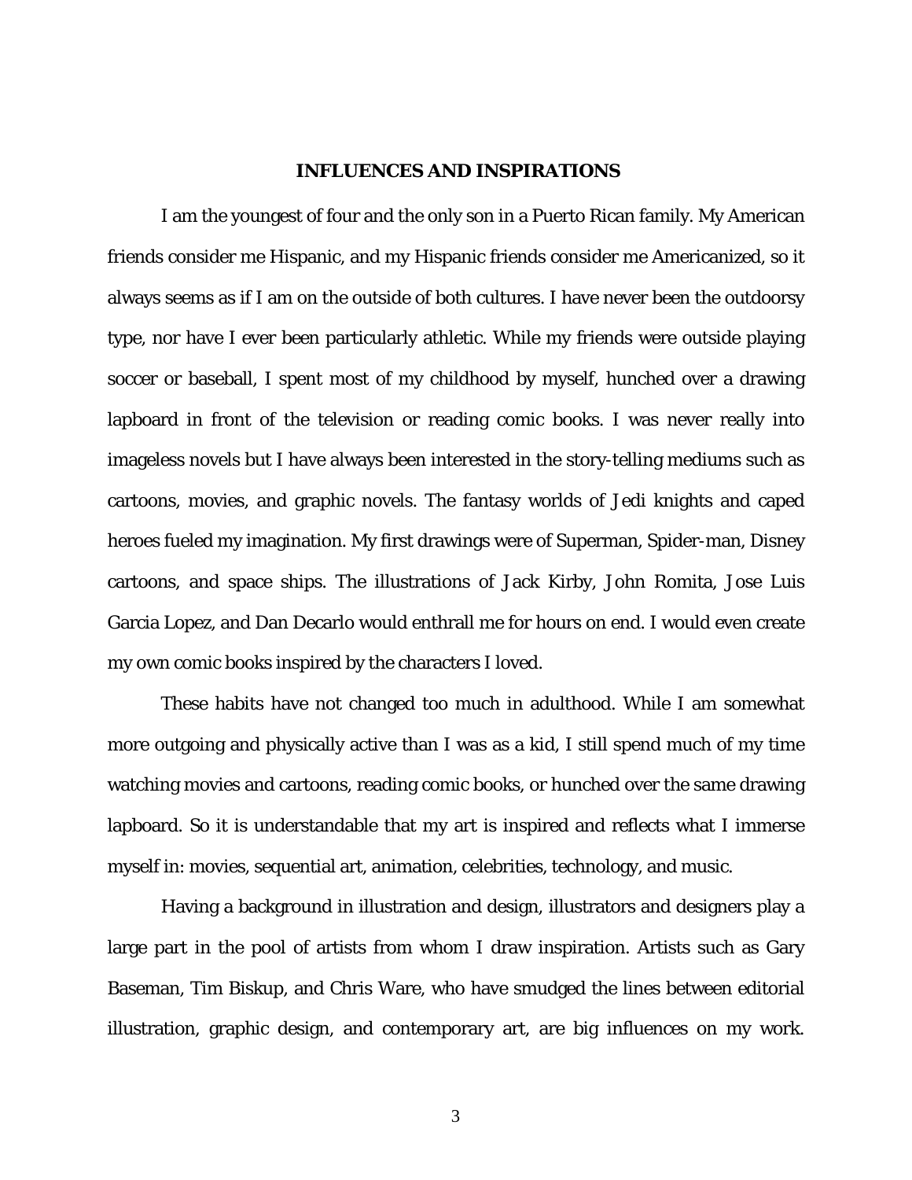## INFLUENCES AND INSPIRATIONS

I am the youngest of four and the only son in a Puerto Rican family. My American friends consider me Hispanic, and my Hispanic friends consider me Americanized, so it always seems as if I am on the outside of both cultures. I have never been the outdoorsy type, nor have I ever been particularly athletic. While my friends were outside playing soccer or baseball, I spent most of my childhood by myself, hunched over a drawing lapboard in front of the television or reading comic books. I was never really into imageless novels but I have always been interested in the story-telling mediums such as cartoons, movies, and graphic novels. The fantasy worlds of Jedi knights and caped heroes fueled my imagination. My first drawings were of Superman, Spider-man, Disney cartoons, and space ships. The illustrations of Jack Kirby, John Romita, Jose Luis Garcia Lopez, and Dan Decarlo would enthrall me for hours on end. I would even create my own comic books inspired by the characters I loved.

These habits have not changed too much in adulthood. While I am somewhat more outgoing and physically active than I was as a kid, I still spend much of my time watching movies and cartoons, reading comic books, or hunched over the same drawing lapboard. So it is understandable that my art is inspired and reflects what I immerse myself in: movies, sequential art, animation, celebrities, technology, and music.

Having a background in illustration and design, illustrators and designers play a large part in the pool of artists from whom I draw inspiration. Artists such as Gary Baseman, Tim Biskup, and Chris Ware, who have smudged the lines between editorial illustration, graphic design, and contemporary art, are big influences on my work.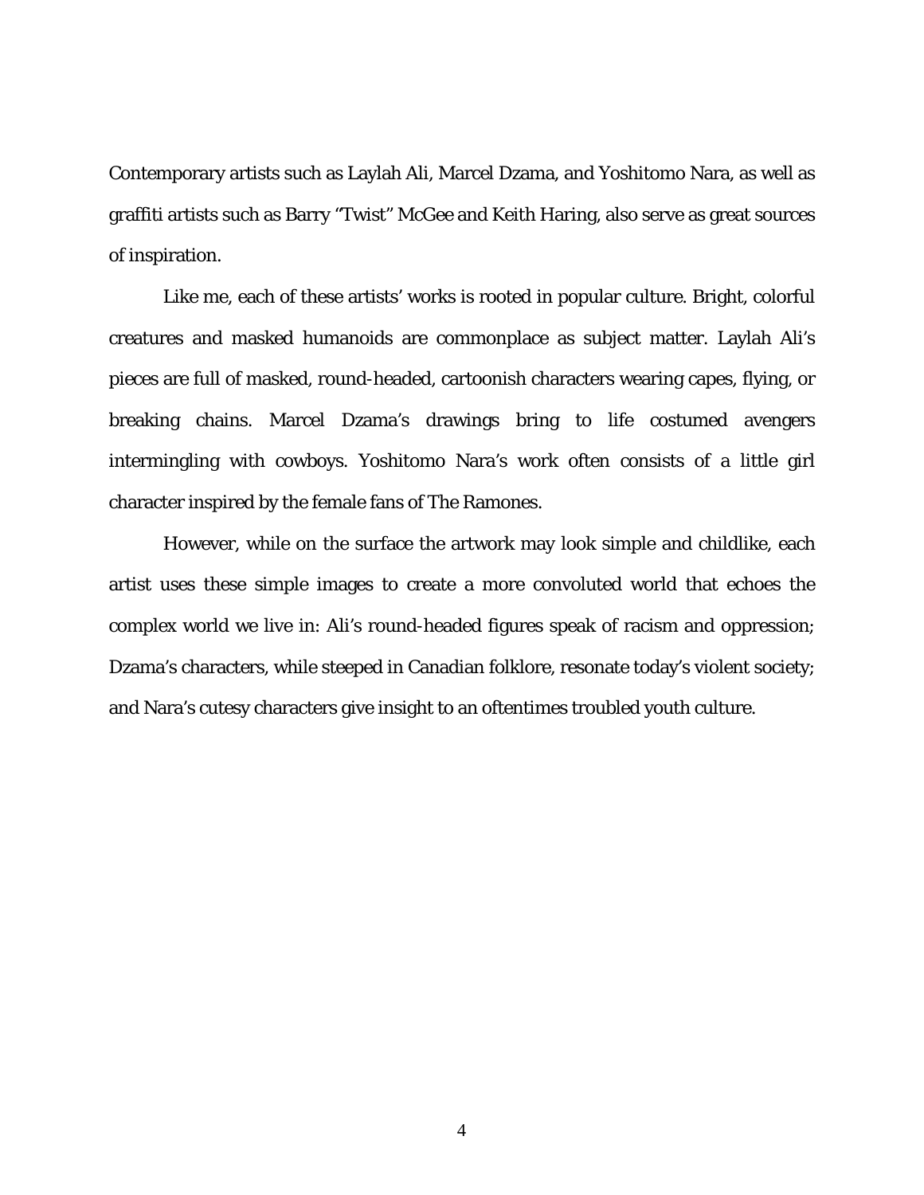Contemporary artists such as Laylah Ali, Marcel Dzama, and Yoshitomo Nara, as well as graffiti artists such as Barry "Twist" McGee and Keith Haring, also serve as great sources of inspiration.

Like me, each of these artists' works is rooted in popular culture. Bright, colorful creatures and masked humanoids are commonplace as subject matter. Laylah Ali's pieces are full of masked, round-headed, cartoonish characters wearing capes, flying, or breaking chains. Marcel Dzama's drawings bring to life costumed avengers intermingling with cowboys. Yoshitomo Nara's work often consists of a little girl character inspired by the female fans of The Ramones.

However, while on the surface the artwork may look simple and childlike, each artist uses these simple images to create a more convoluted world that echoes the complex world we live in: Ali's round-headed figures speak of racism and oppression; Dzama's characters, while steeped in Canadian folklore, resonate today's violent society; and Nara's cutesy characters give insight to an oftentimes troubled youth culture.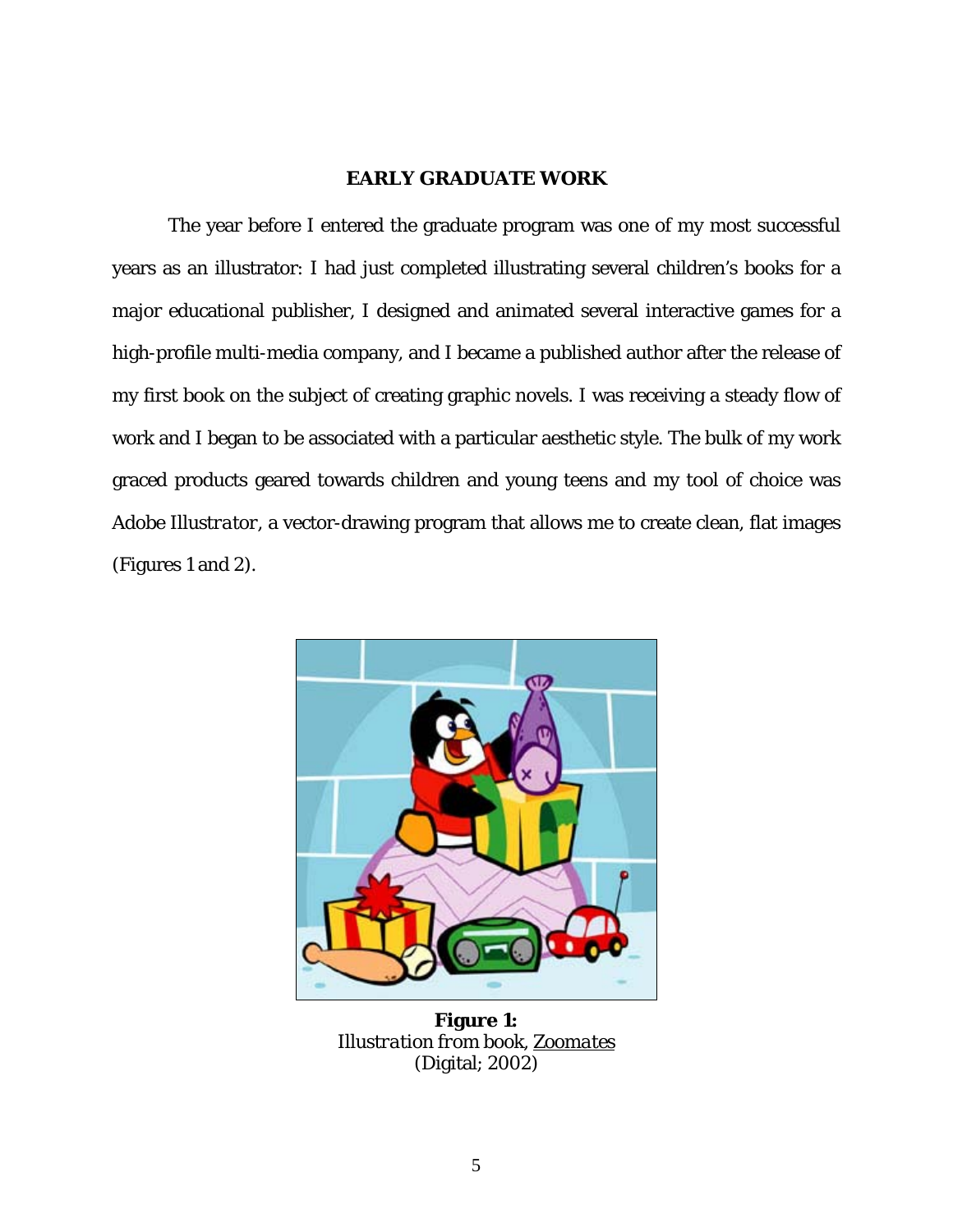## EARLY GRADUATE WORK

The year before I entered the graduate program was one of my most successful years as an illustrator: I had just completed illustrating several children's books for a major educational publisher, I designed and animated several interactive games for a high-profile multi-media company, and I became a published author after the release of my first book on the subject of creating graphic novels. I was receiving a steady flow of work and I began to be associated with a particular aesthetic style. The bulk of my work graced products geared towards children and young teens and my tool of choice was Adobe *Illustrator*, a vector-drawing program that allows me to create clean, flat images (Figures 1 and 2).

**Figure 1:**
*Illustration from book, Zoomates*
(Digital; 2002)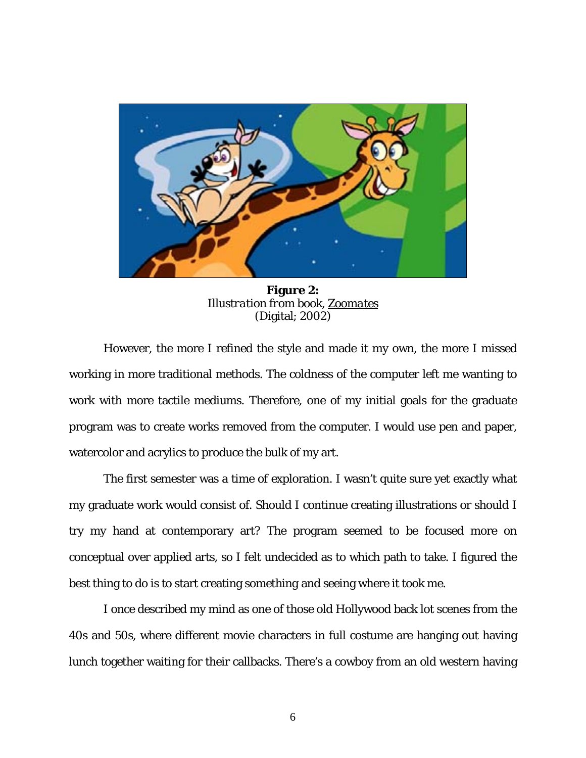**Figure 2:**
*Illustration from book, Zoomates*
(Digital; 2002)

However, the more I refined the style and made it my own, the more I missed working in more traditional methods. The coldness of the computer left me wanting to work with more tactile mediums. Therefore, one of my initial goals for the graduate program was to create works removed from the computer. I would use pen and paper, watercolor and acrylics to produce the bulk of my art.

The first semester was a time of exploration. I wasn't quite sure yet exactly what my graduate work would consist of. Should I continue creating illustrations or should I try my hand at contemporary art? The program seemed to be focused more on conceptual over applied arts, so I felt undecided as to which path to take. I figured the best thing to do is to start creating something and seeing where it took me.

I once described my mind as one of those old Hollywood back lot scenes from the 40s and 50s, where different movie characters in full costume are hanging out having lunch together waiting for their callbacks. There's a cowboy from an old western having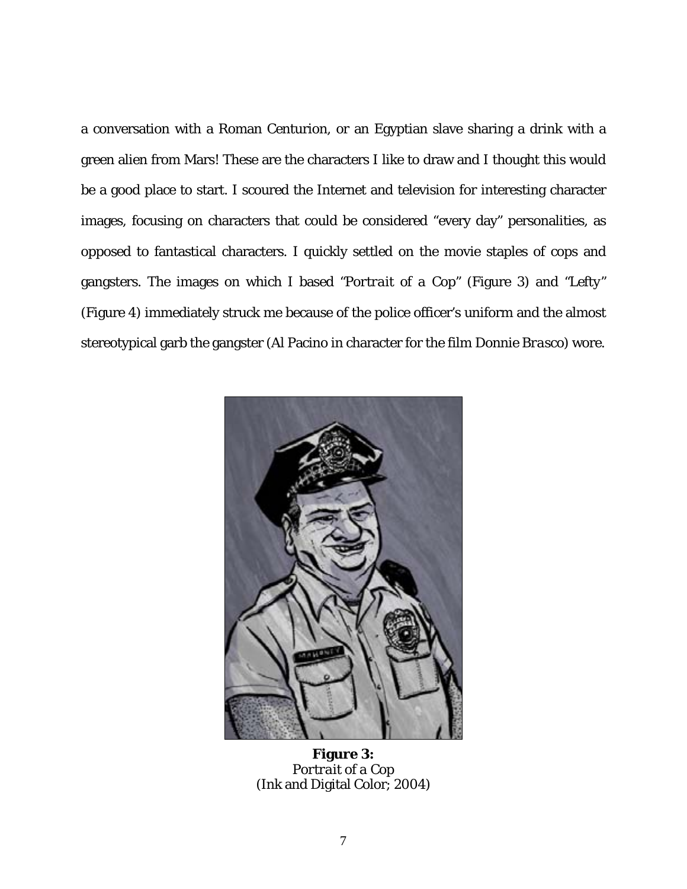a conversation with a Roman Centurion, or an Egyptian slave sharing a drink with a green alien from Mars! These are the characters I like to draw and I thought this would be a good place to start. I scoured the Internet and television for interesting character images, focusing on characters that could be considered "every day" personalities, as opposed to fantastical characters. I quickly settled on the movie staples of cops and gangsters. The images on which I based "*Portrait of a Cop*" (Figure 3) and "*Lefty*" (Figure 4) immediately struck me because of the police officer's uniform and the almost stereotypical garb the gangster (Al Pacino in character for the film *Donnie Brasco*) wore.

**Figure 3:**
*Portrait of a Cop*
(Ink and Digital Color; 2004)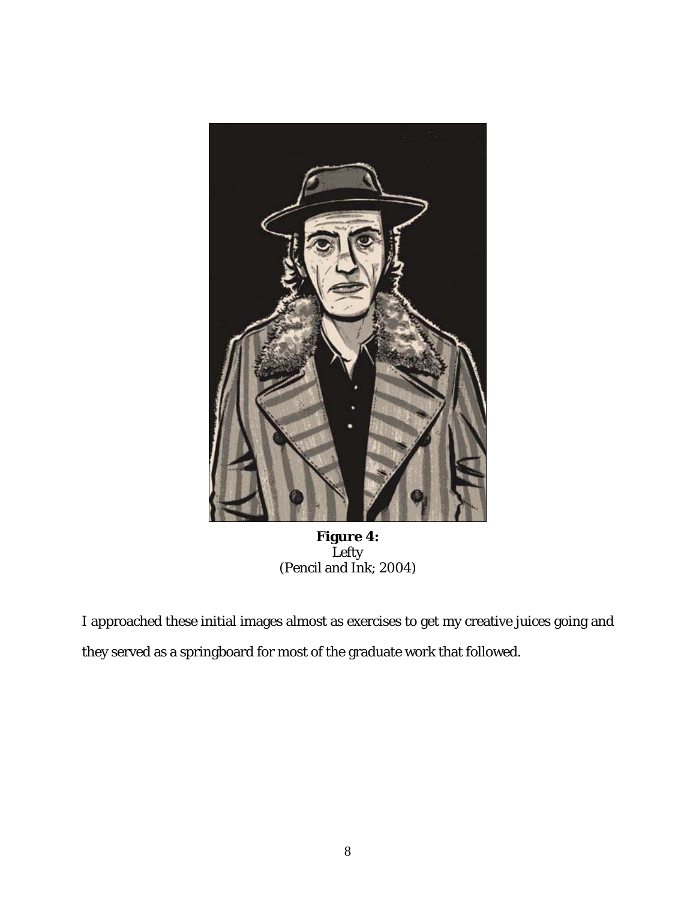**Figure 4:**
*Lefty*
(Pencil and Ink; 2004)

I approached these initial images almost as exercises to get my creative juices going and they served as a springboard for most of the graduate work that followed.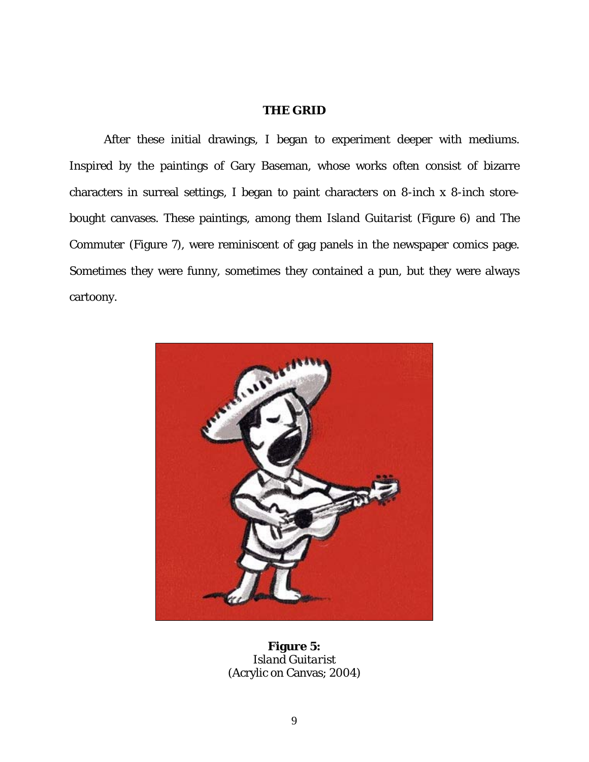## THE GRID

After these initial drawings, I began to experiment deeper with mediums. Inspired by the paintings of Gary Baseman, whose works often consist of bizarre characters in surreal settings, I began to paint characters on 8-inch x 8-inch store-bought canvases. These paintings, among them *Island Guitarist* (Figure 6) and The Commuter (Figure 7), were reminiscent of gag panels in the newspaper comics page. Sometimes they were funny, sometimes they contained a pun, but they were always cartoony.

**Figure 5:**
*Island Guitarist*
(Acrylic on Canvas; 2004)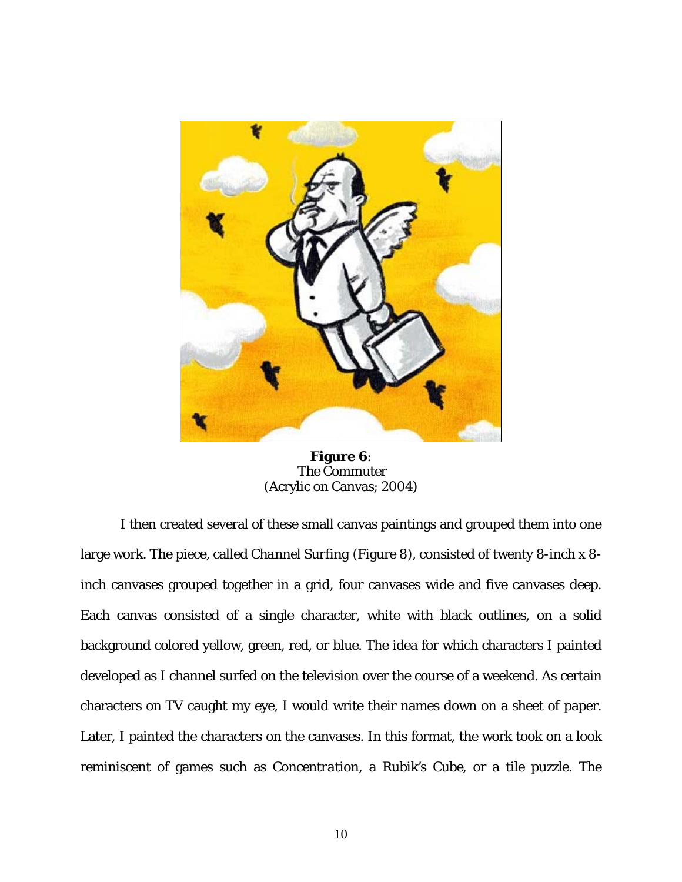**Figure 6**:
*The Commuter*
(Acrylic on Canvas; 2004)

I then created several of these small canvas paintings and grouped them into one large work. The piece, called *Channel Surfing* (Figure 8), consisted of twenty 8-inch x 8-inch canvases grouped together in a grid, four canvases wide and five canvases deep. Each canvas consisted of a single character, white with black outlines, on a solid background colored yellow, green, red, or blue. The idea for which characters I painted developed as I channel surfed on the television over the course of a weekend. As certain characters on TV caught my eye, I would write their names down on a sheet of paper. Later, I painted the characters on the canvases. In this format, the work took on a look reminiscent of games such as *Concentration*, a Rubik's Cube, or a tile puzzle. The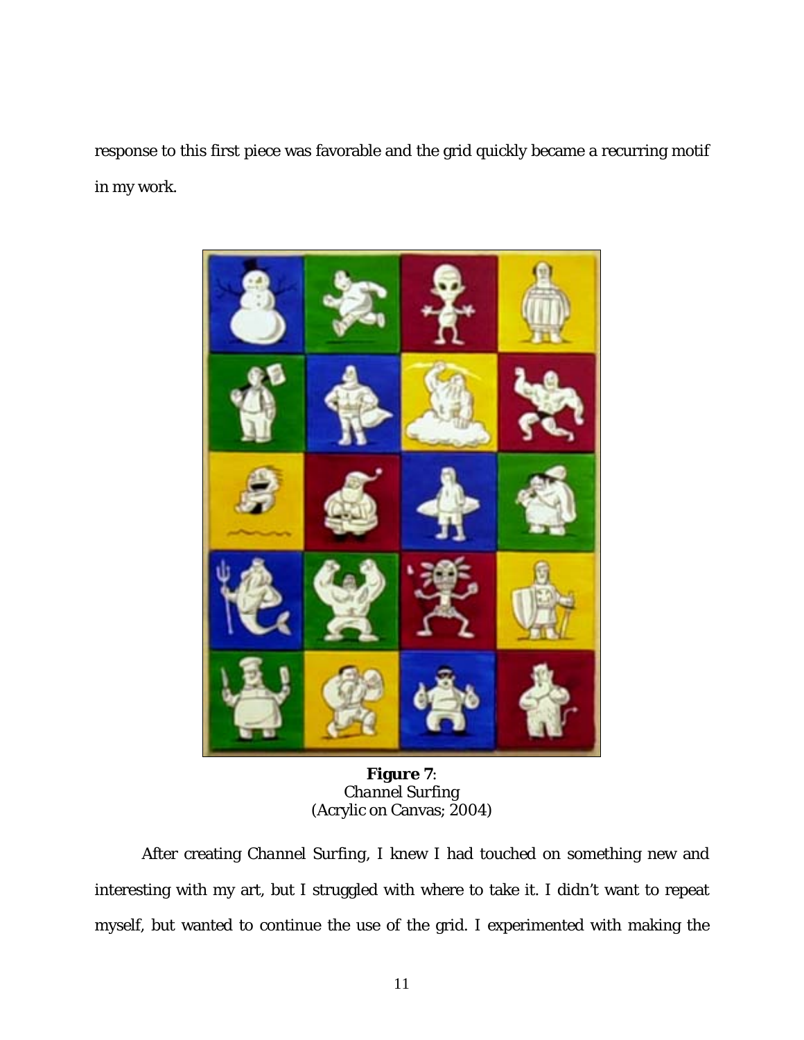response to this first piece was favorable and the grid quickly became a recurring motif in my work.

**Figure 7**:
*Channel Surfing*
(Acrylic on Canvas; 2004)

After creating *Channel Surfing*, I knew I had touched on something new and interesting with my art, but I struggled with where to take it. I didn't want to repeat myself, but wanted to continue the use of the grid. I experimented with making the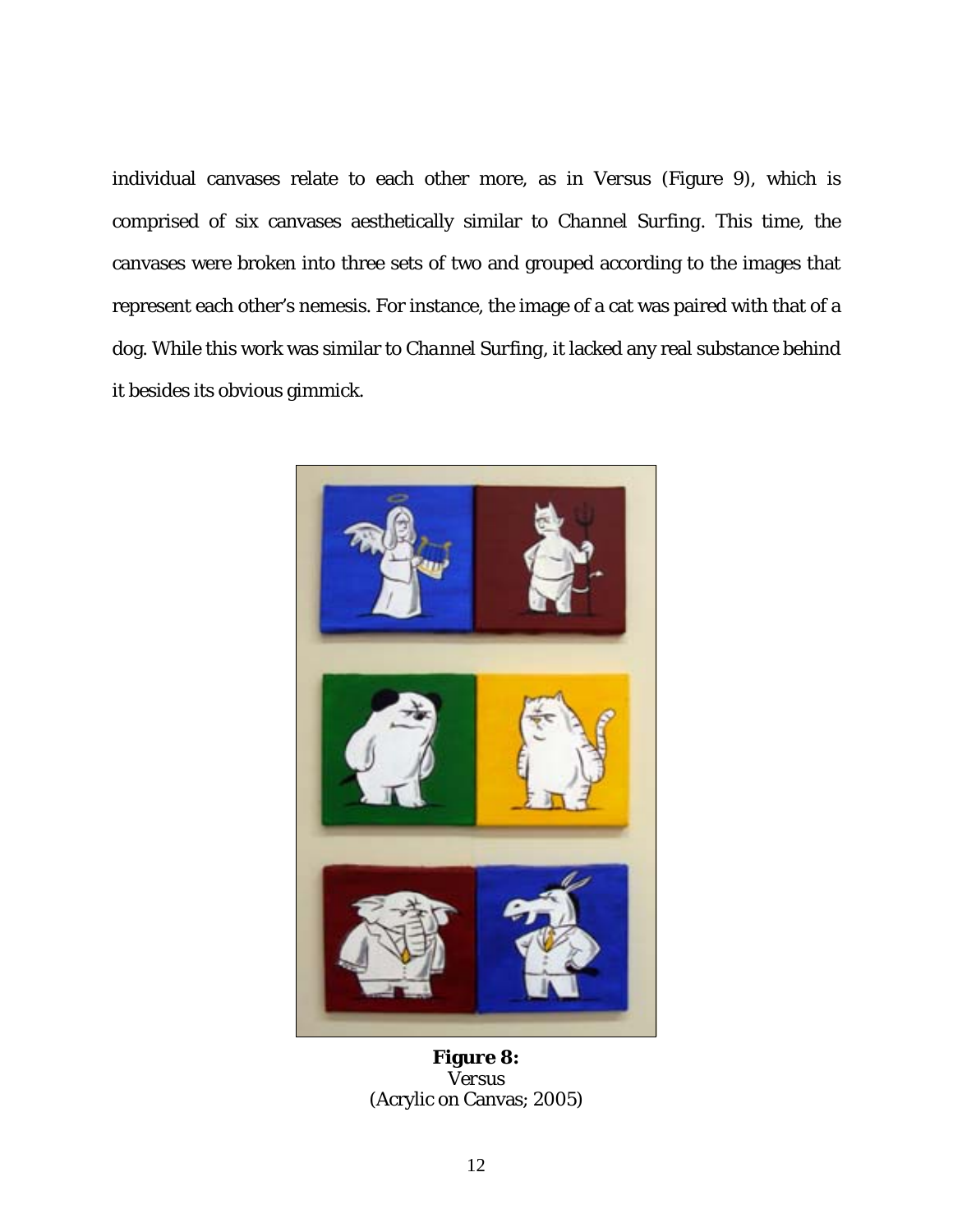individual canvases relate to each other more, as in *Versus* (Figure 9), which is comprised of six canvases aesthetically similar to *Channel Surfing*. This time, the canvases were broken into three sets of two and grouped according to the images that represent each other's nemesis. For instance, the image of a cat was paired with that of a dog. While this work was similar to *Channel Surfing*, it lacked any real substance behind it besides its obvious gimmick.

**Figure 8:**
*Versus*
(Acrylic on Canvas; 2005)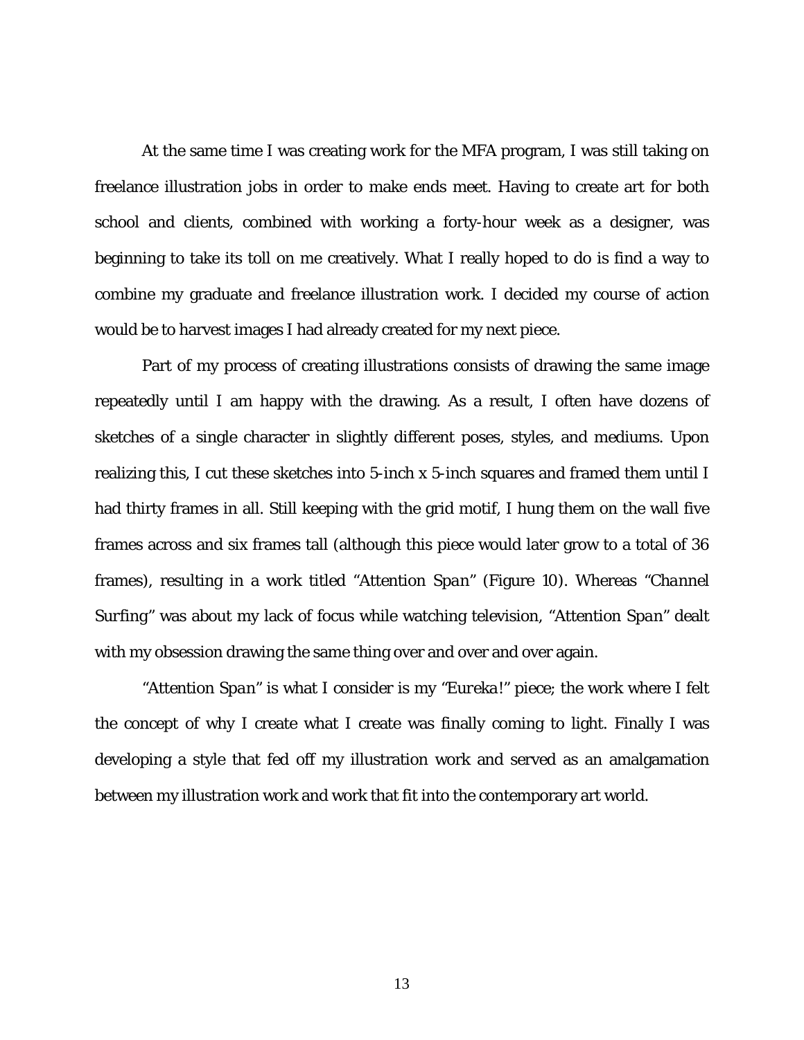At the same time I was creating work for the MFA program, I was still taking on freelance illustration jobs in order to make ends meet. Having to create art for both school and clients, combined with working a forty-hour week as a designer, was beginning to take its toll on me creatively. What I really hoped to do is find a way to combine my graduate and freelance illustration work. I decided my course of action would be to harvest images I had already created for my next piece.

Part of my process of creating illustrations consists of drawing the same image repeatedly until I am happy with the drawing. As a result, I often have dozens of sketches of a single character in slightly different poses, styles, and mediums. Upon realizing this, I cut these sketches into 5-inch x 5-inch squares and framed them until I had thirty frames in all. Still keeping with the grid motif, I hung them on the wall five frames across and six frames tall (although this piece would later grow to a total of 36 frames), resulting in a work titled "*Attention Span*" (Figure 10). Whereas "*Channel Surfing*" was about my lack of focus while watching television, "*Attention Span*" dealt with my obsession drawing the same thing over and over and over again.

"*Attention Span*" is what I consider is my "*Eureka!*" piece; the work where I felt the concept of why I create what I create was finally coming to light. Finally I was developing a style that fed off my illustration work and served as an amalgamation between my illustration work and work that fit into the contemporary art world.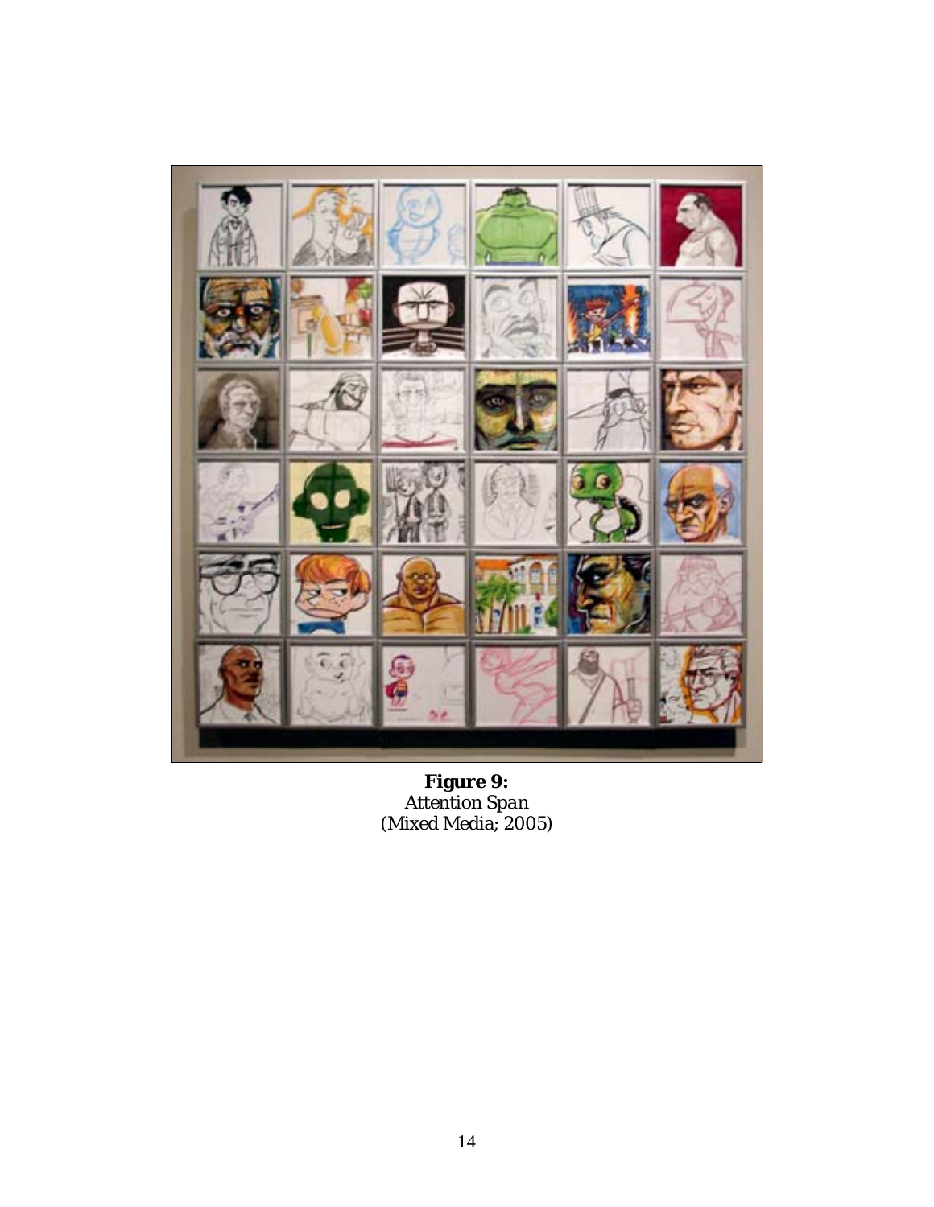**Figure 9:**
*Attention Span*
(Mixed Media; 2005)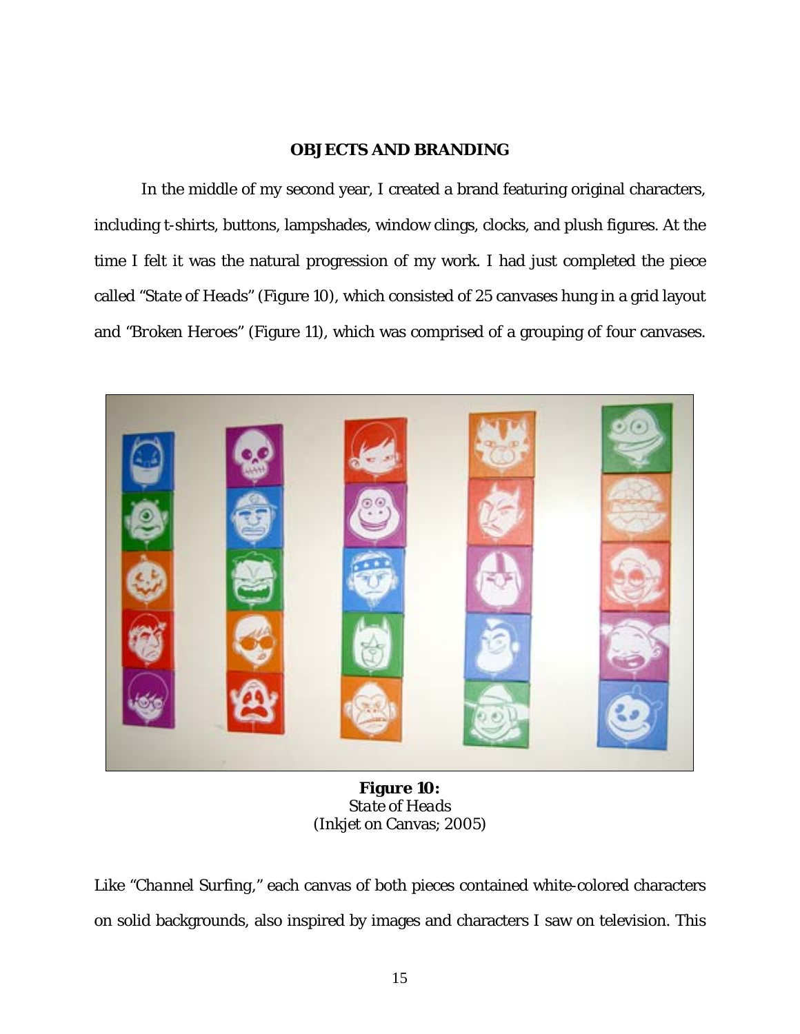## OBJECTS AND BRANDING

In the middle of my second year, I created a brand featuring original characters, including t-shirts, buttons, lampshades, window clings, clocks, and plush figures. At the time I felt it was the natural progression of my work. I had just completed the piece called "*State of Heads*" (Figure 10), which consisted of 25 canvases hung in a grid layout and "*Broken Heroes*" (Figure 11), which was comprised of a grouping of four canvases.

**Figure 10:**
*State of Heads*
(Inkjet on Canvas; 2005)

Like "*Channel Surfing*," each canvas of both pieces contained white-colored characters on solid backgrounds, also inspired by images and characters I saw on television. This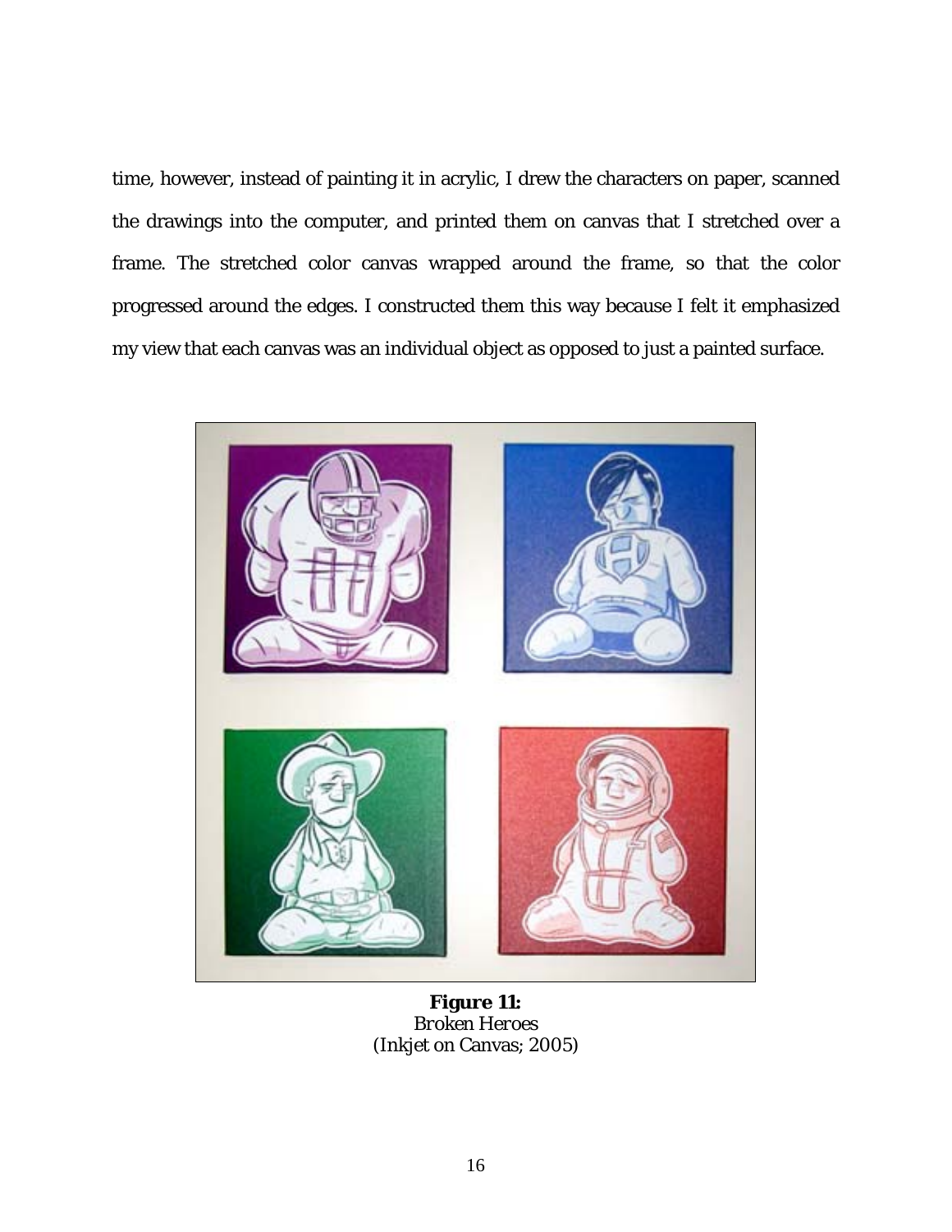time, however, instead of painting it in acrylic, I drew the characters on paper, scanned the drawings into the computer, and printed them on canvas that I stretched over a frame. The stretched color canvas wrapped around the frame, so that the color progressed around the edges. I constructed them this way because I felt it emphasized my view that each canvas was an individual object as opposed to just a painted surface.

**Figure 11:**
*Broken Heroes*
(Inkjet on Canvas; 2005)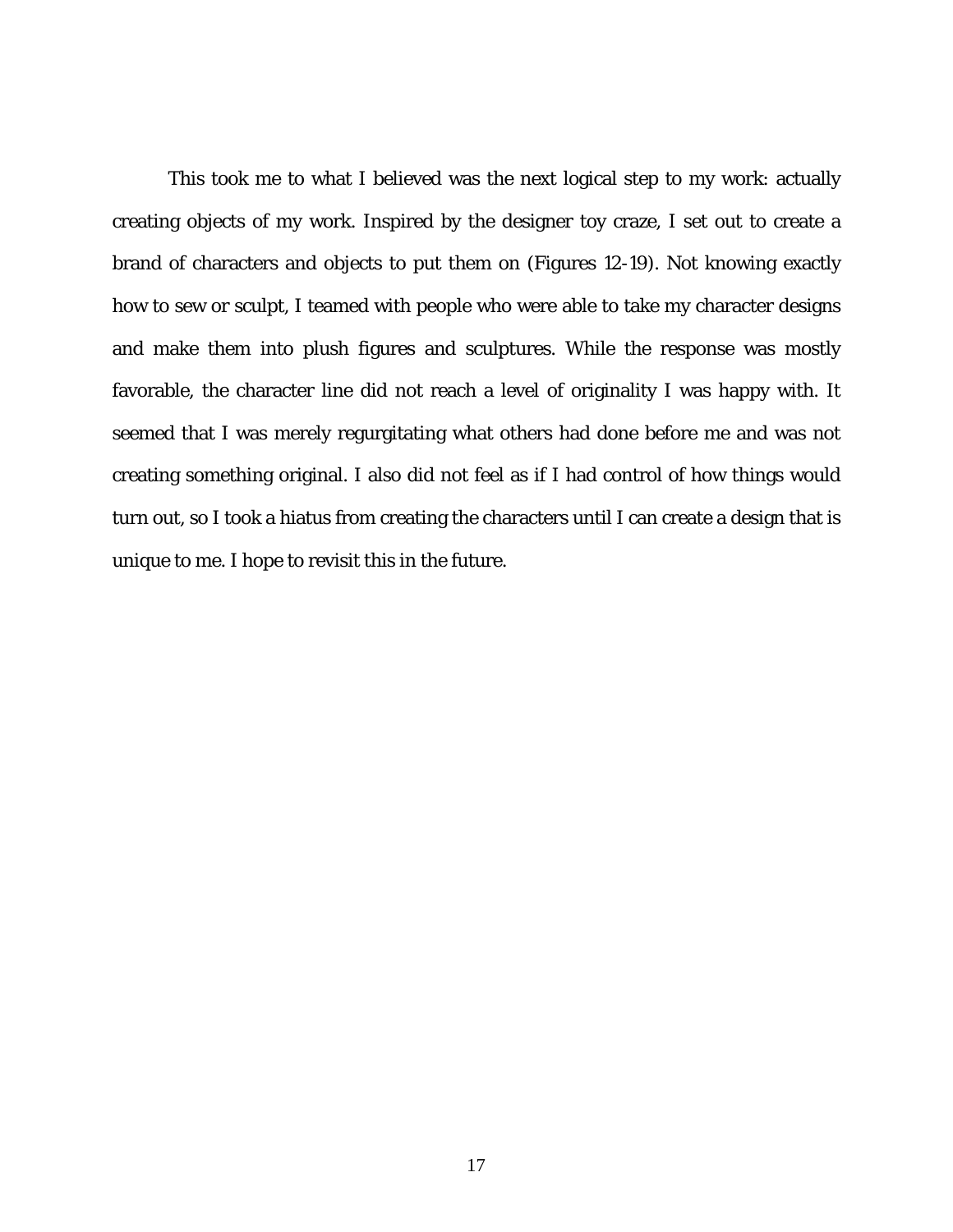This took me to what I believed was the next logical step to my work: actually creating objects of my work. Inspired by the designer toy craze, I set out to create a brand of characters and objects to put them on (Figures 12-19). Not knowing exactly how to sew or sculpt, I teamed with people who were able to take my character designs and make them into plush figures and sculptures. While the response was mostly favorable, the character line did not reach a level of originality I was happy with. It seemed that I was merely regurgitating what others had done before me and was not creating something original. I also did not feel as if I had control of how things would turn out, so I took a hiatus from creating the characters until I can create a design that is unique to me. I hope to revisit this in the future.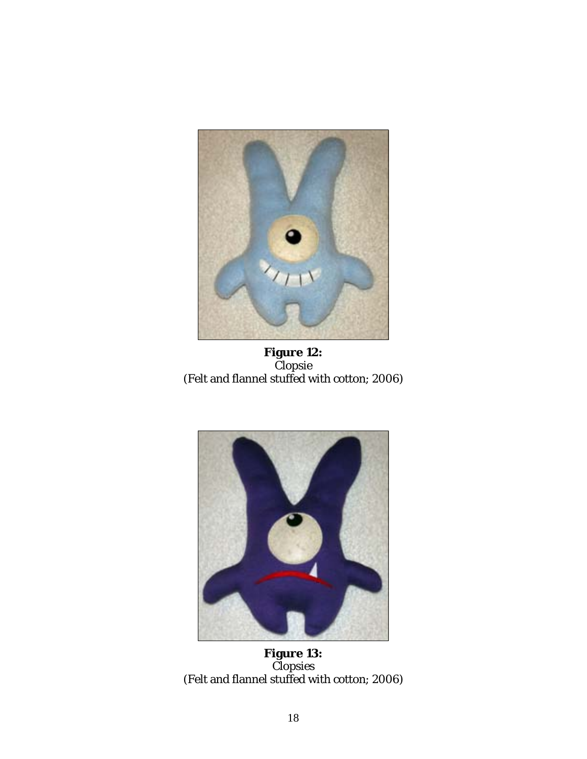**Figure 12:**
Clopsie
(Felt and flannel stuffed with cotton; 2006)

**Figure 13:**
Clopsies
(Felt and flannel stuffed with cotton; 2006)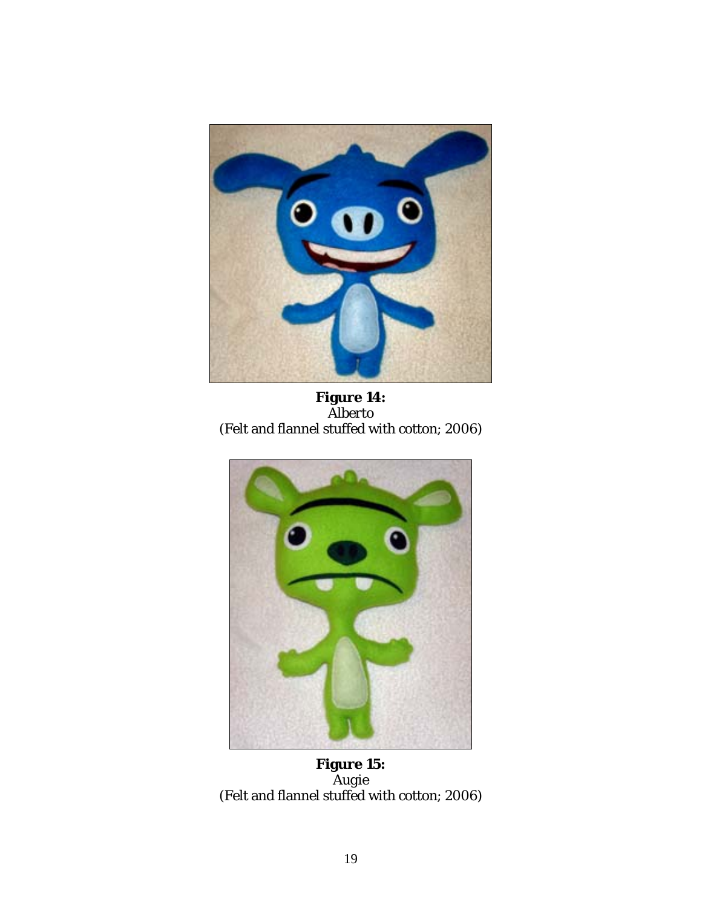**Figure 14:**
Alberto
(Felt and flannel stuffed with cotton; 2006)

**Figure 15:**
Augie
(Felt and flannel stuffed with cotton; 2006)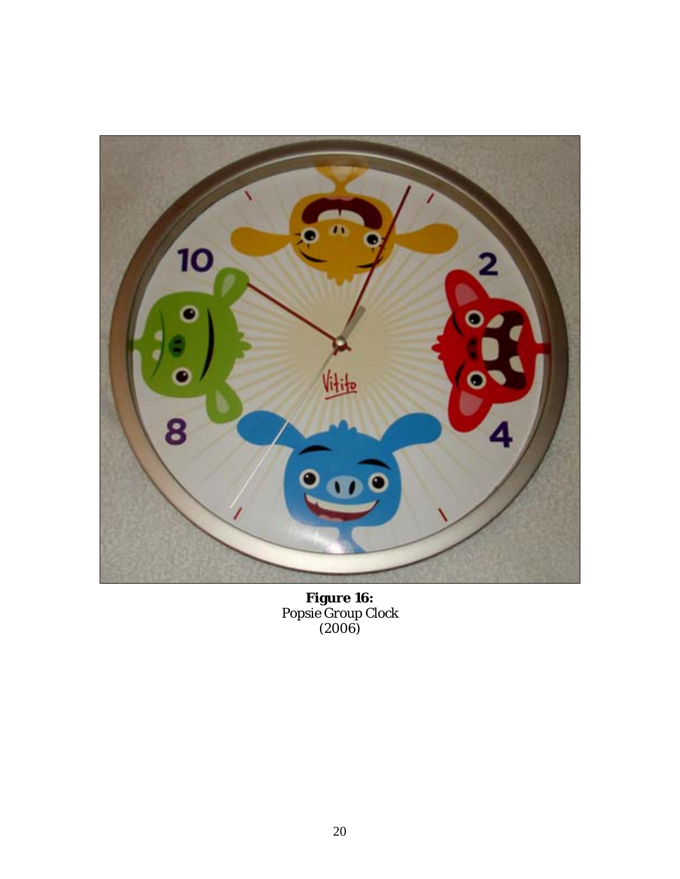**Figure 16:**
Popsie Group Clock
(2006)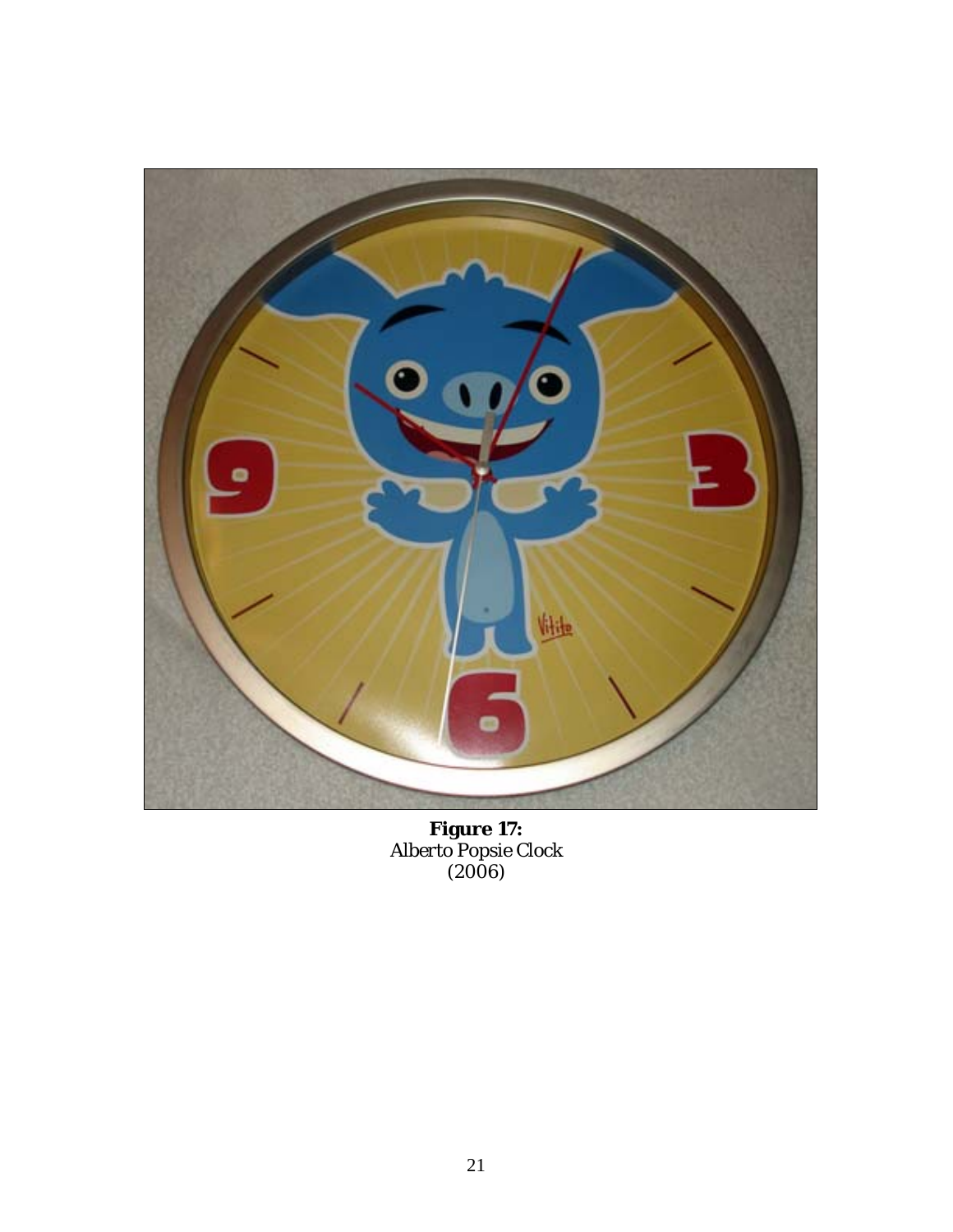**Figure 17:**
Alberto Popsie Clock
(2006)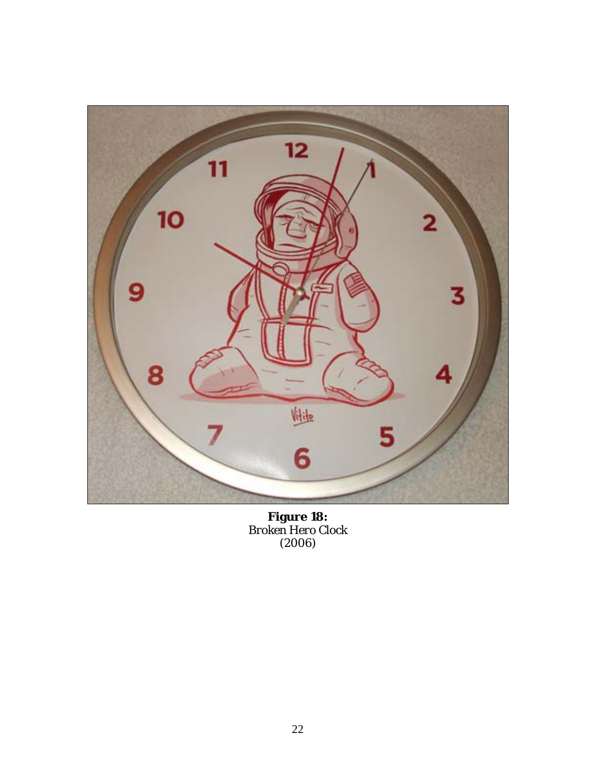**Figure 18:**
Broken Hero Clock
(2006)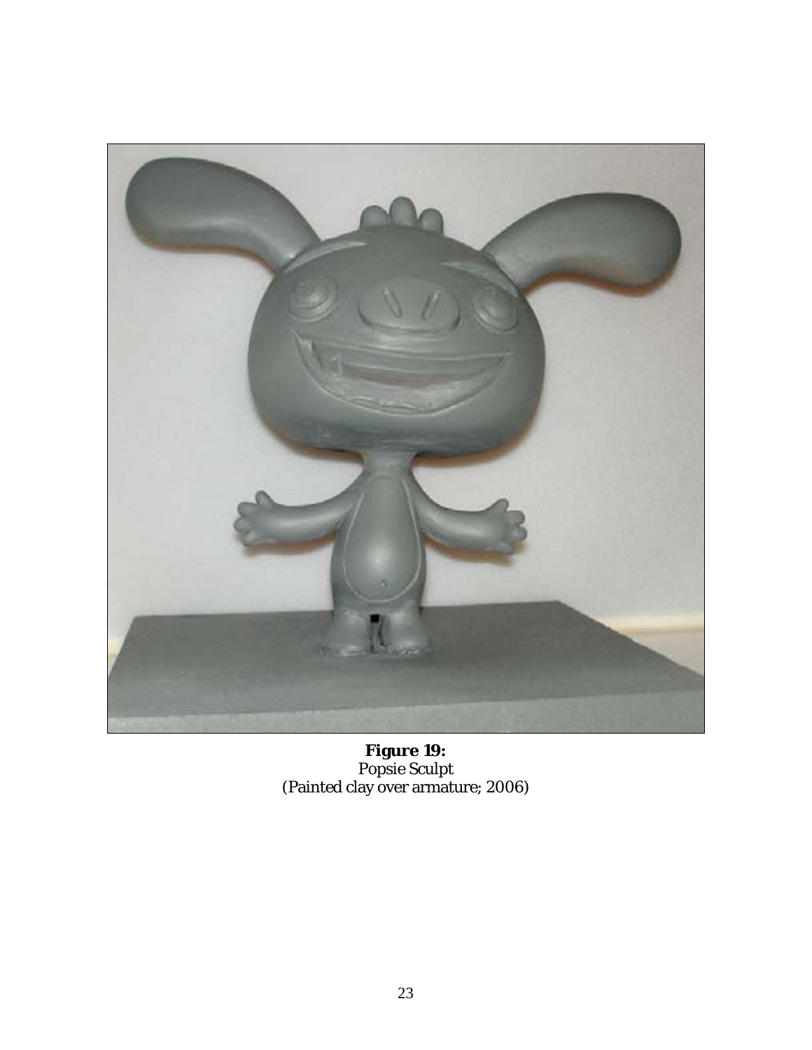**Figure 19:**
Popsie Sculpt
(Painted clay over armature; 2006)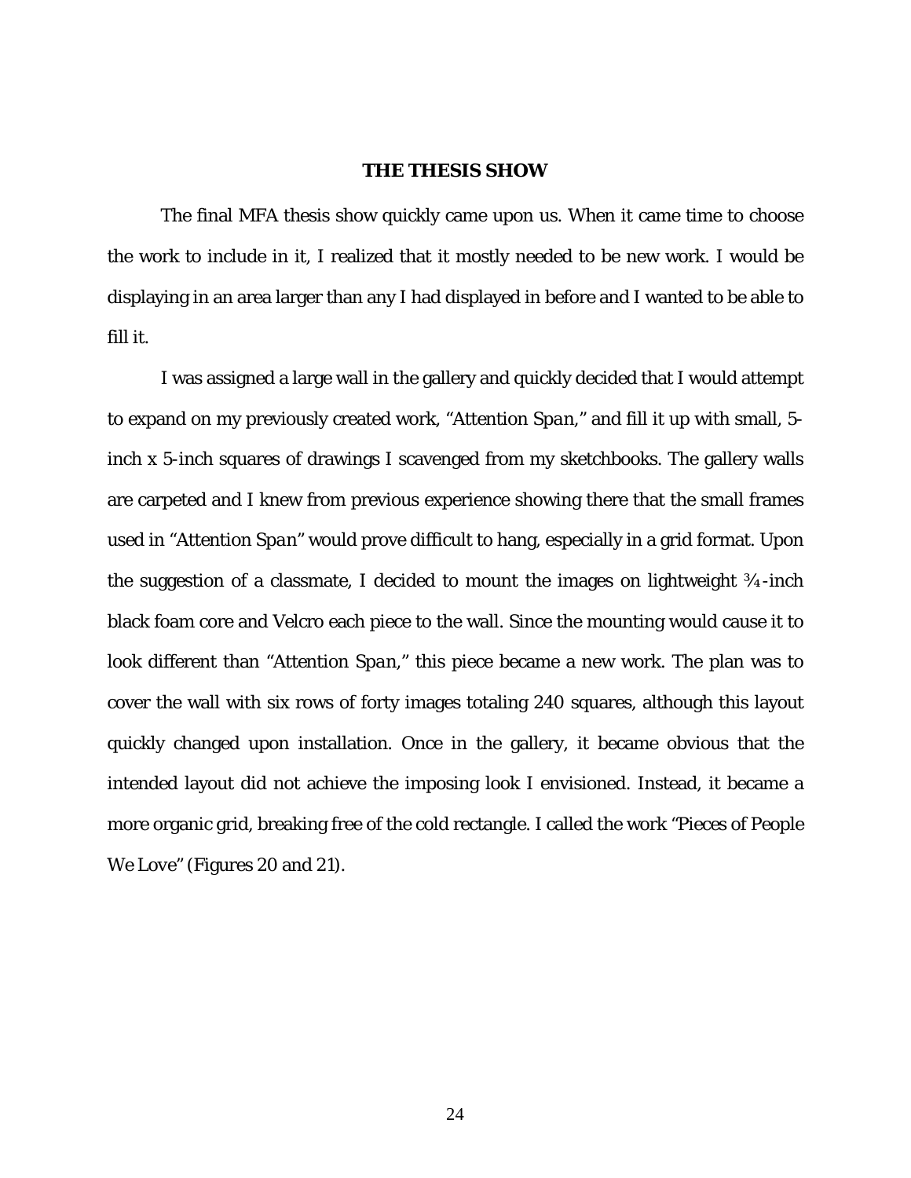## THE THESIS SHOW

The final MFA thesis show quickly came upon us. When it came time to choose the work to include in it, I realized that it mostly needed to be new work. I would be displaying in an area larger than any I had displayed in before and I wanted to be able to fill it.

I was assigned a large wall in the gallery and quickly decided that I would attempt to expand on my previously created work, "Attention Span," and fill it up with small, 5-inch x 5-inch squares of drawings I scavenged from my sketchbooks. The gallery walls are carpeted and I knew from previous experience showing there that the small frames used in "Attention Span" would prove difficult to hang, especially in a grid format. Upon the suggestion of a classmate, I decided to mount the images on lightweight ¾-inch black foam core and Velcro each piece to the wall. Since the mounting would cause it to look different than "Attention Span," this piece became a new work. The plan was to cover the wall with six rows of forty images totaling 240 squares, although this layout quickly changed upon installation. Once in the gallery, it became obvious that the intended layout did not achieve the imposing look I envisioned. Instead, it became a more organic grid, breaking free of the cold rectangle. I called the work "Pieces of People We Love" (Figures 20 and 21).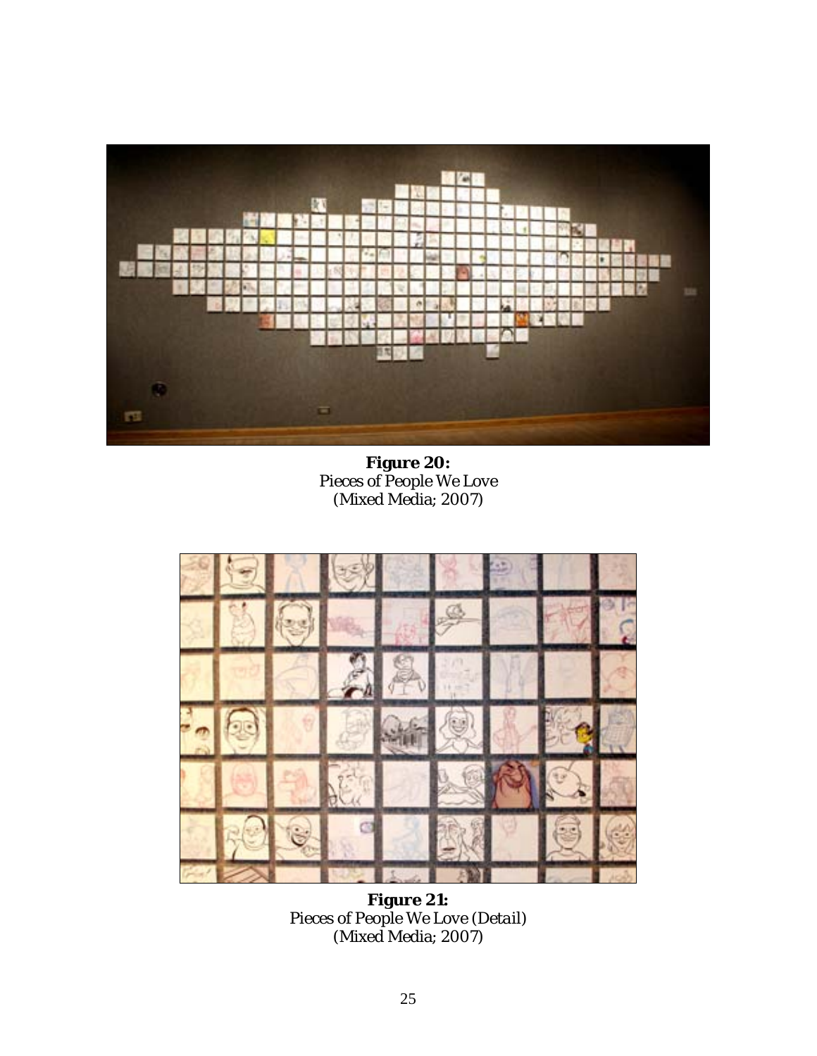**Figure 20:**
*Pieces of People We Love*
*(Mixed Media; 2007)*

**Figure 21:**
*Pieces of People We Love (Detail)*
*(Mixed Media; 2007)*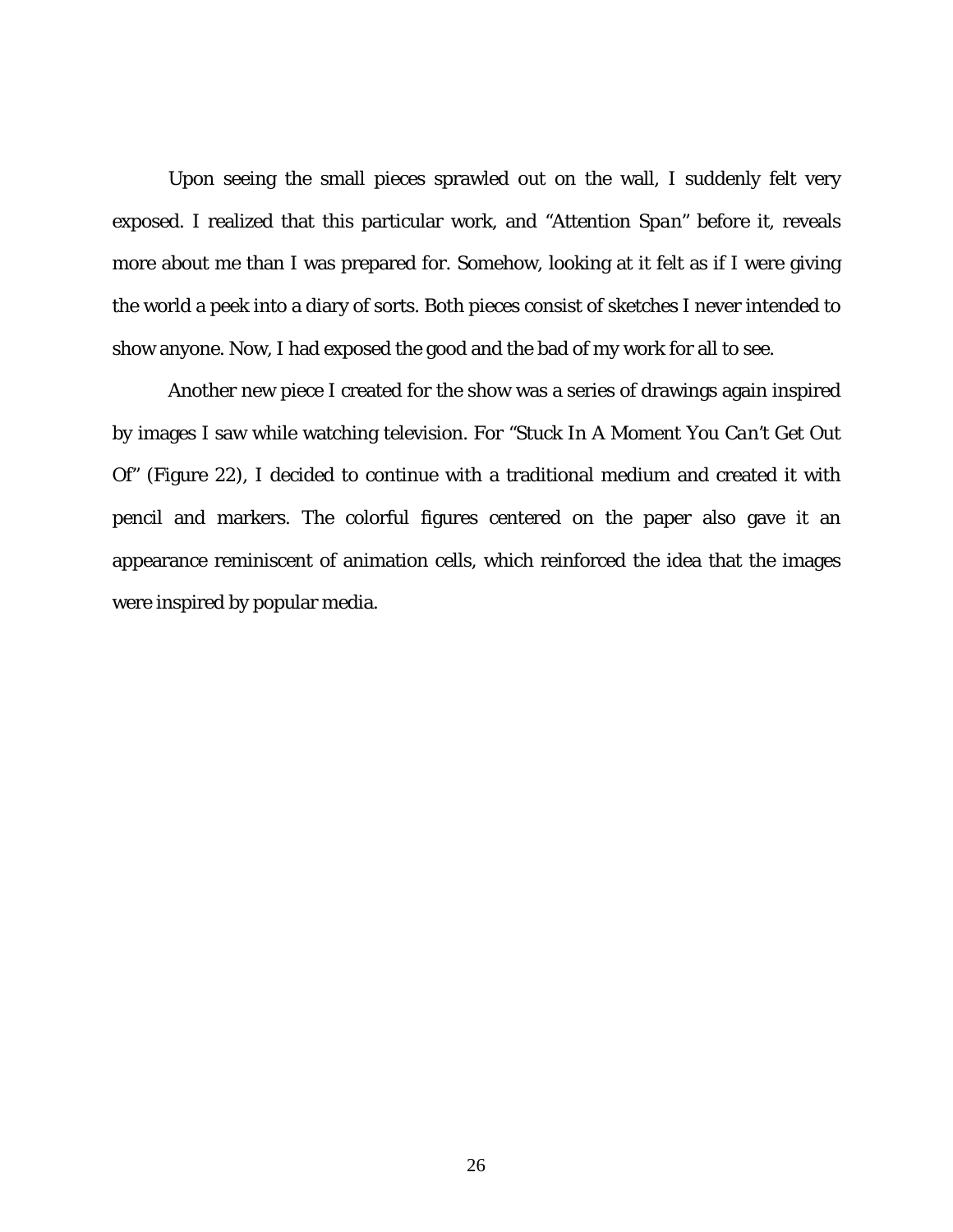Upon seeing the small pieces sprawled out on the wall, I suddenly felt very exposed. I realized that this particular work, and "Attention Span" before it, reveals more about me than I was prepared for. Somehow, looking at it felt as if I were giving the world a peek into a diary of sorts. Both pieces consist of sketches I never intended to show anyone. Now, I had exposed the good and the bad of my work for all to see.

Another new piece I created for the show was a series of drawings again inspired by images I saw while watching television. For "Stuck In A Moment You Can't Get Out Of" (Figure 22), I decided to continue with a traditional medium and created it with pencil and markers. The colorful figures centered on the paper also gave it an appearance reminiscent of animation cells, which reinforced the idea that the images were inspired by popular media.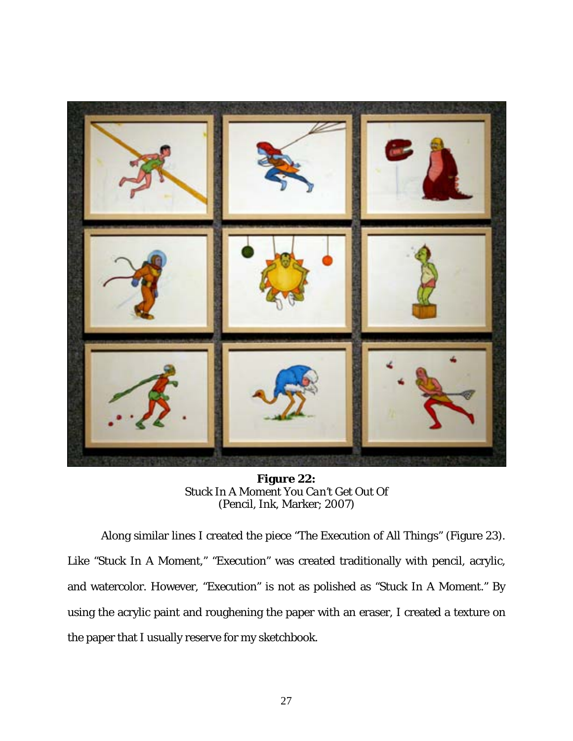**Figure 22:**
*Stuck In A Moment You Can't Get Out Of*
(Pencil, Ink, Marker; 2007)

Along similar lines I created the piece "The Execution of All Things" (Figure 23). Like "Stuck In A Moment," "Execution" was created traditionally with pencil, acrylic, and watercolor. However, "Execution" is not as polished as "Stuck In A Moment." By using the acrylic paint and roughening the paper with an eraser, I created a texture on the paper that I usually reserve for my sketchbook.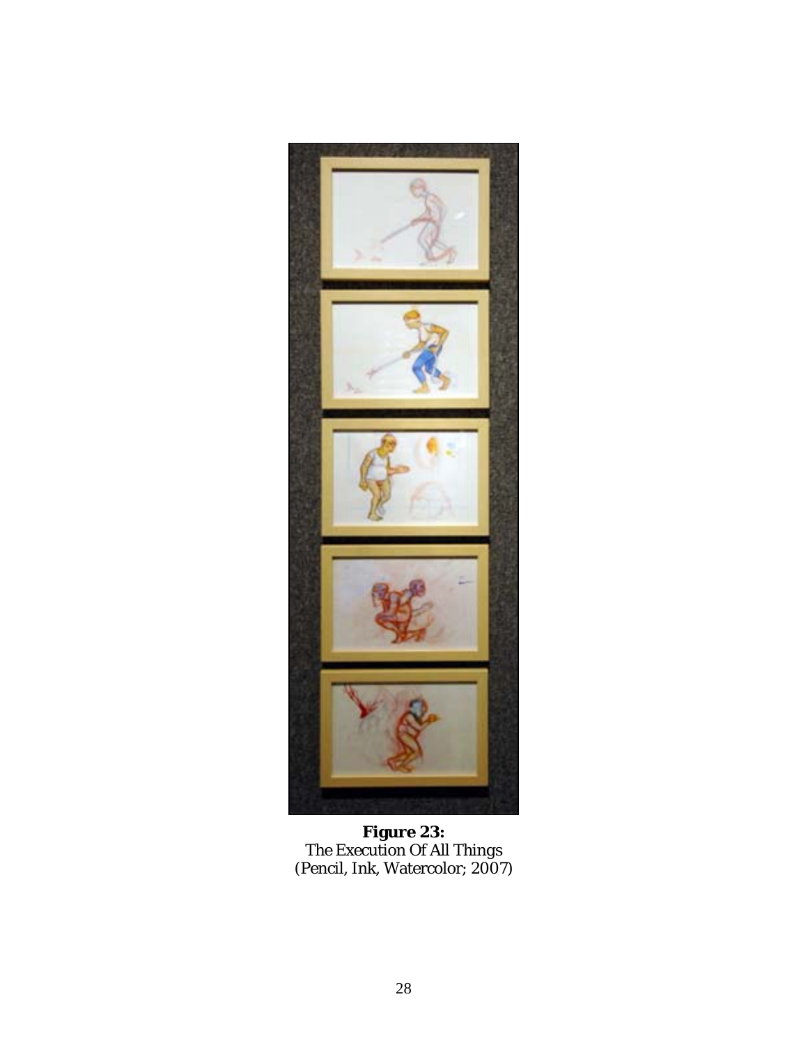**Figure 23:**
The Execution Of All Things
(Pencil, Ink, Watercolor; 2007)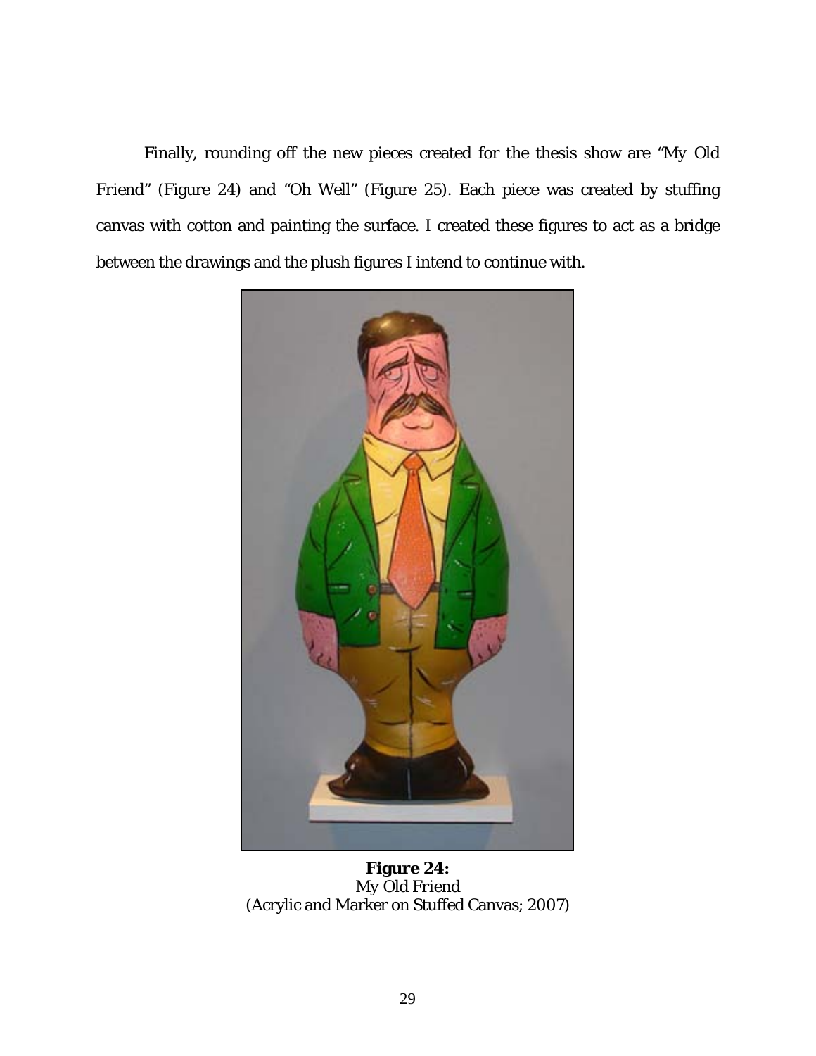Finally, rounding off the new pieces created for the thesis show are "My Old Friend" (Figure 24) and "Oh Well" (Figure 25). Each piece was created by stuffing canvas with cotton and painting the surface. I created these figures to act as a bridge between the drawings and the plush figures I intend to continue with.

**Figure 24:**
*My Old Friend*
(Acrylic and Marker on Stuffed Canvas; 2007)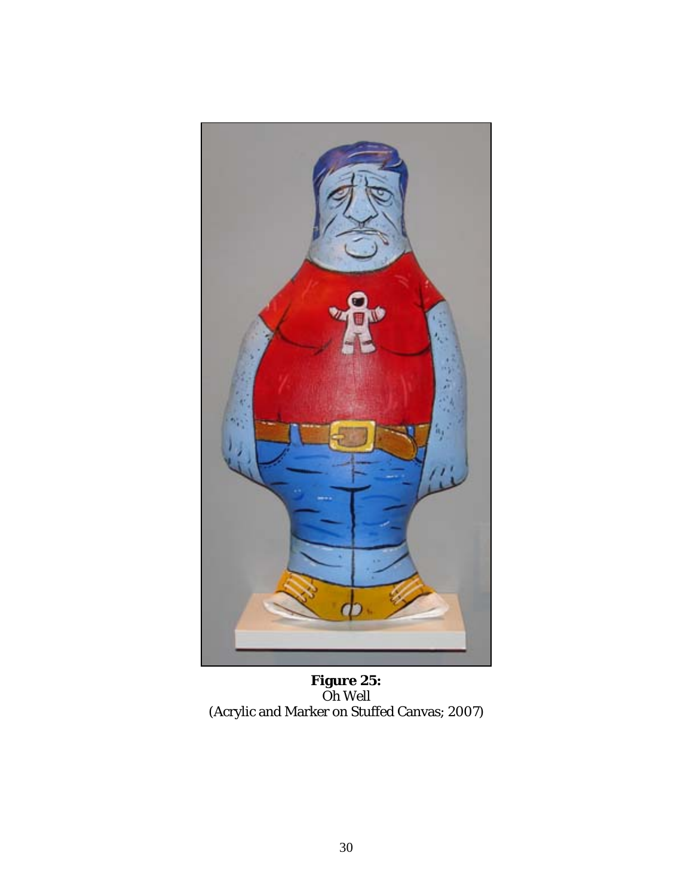**Figure 25:**
Oh Well
(Acrylic and Marker on Stuffed Canvas; 2007)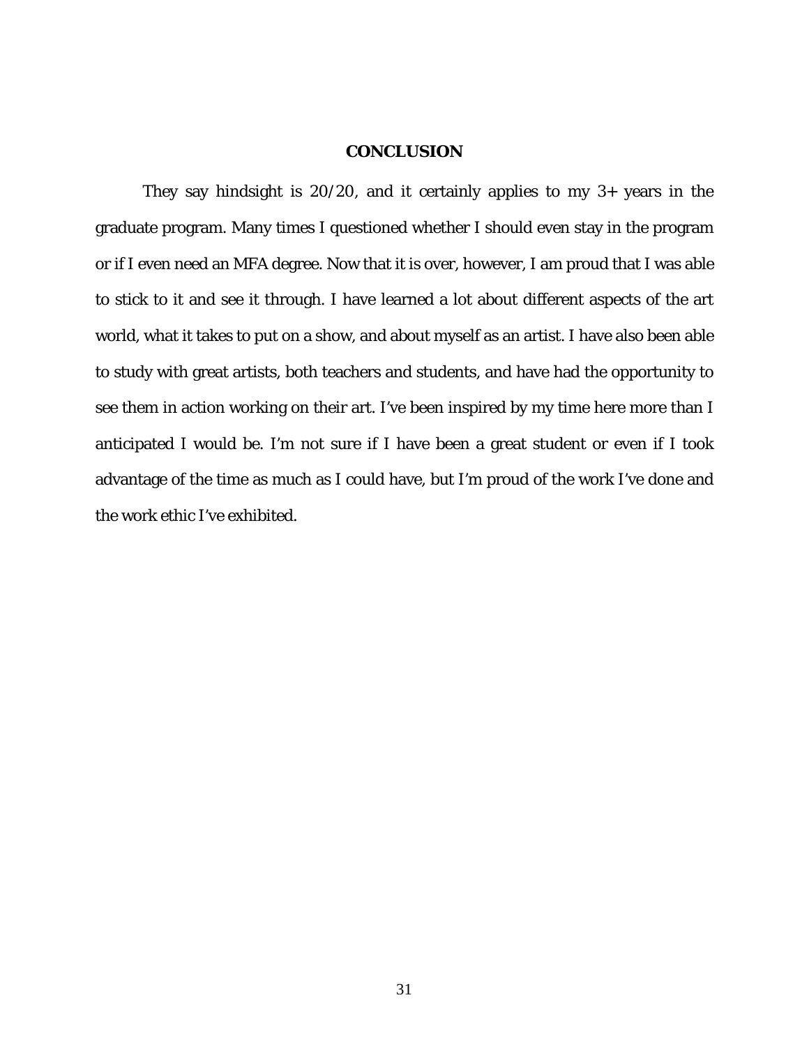# CONCLUSION

They say hindsight is 20/20, and it certainly applies to my 3+ years in the graduate program. Many times I questioned whether I should even stay in the program or if I even need an MFA degree. Now that it is over, however, I am proud that I was able to stick to it and see it through. I have learned a lot about different aspects of the art world, what it takes to put on a show, and about myself as an artist. I have also been able to study with great artists, both teachers and students, and have had the opportunity to see them in action working on their art. I've been inspired by my time here more than I anticipated I would be. I'm not sure if I have been a great student or even if I took advantage of the time as much as I could have, but I'm proud of the work I've done and the work ethic I've exhibited.